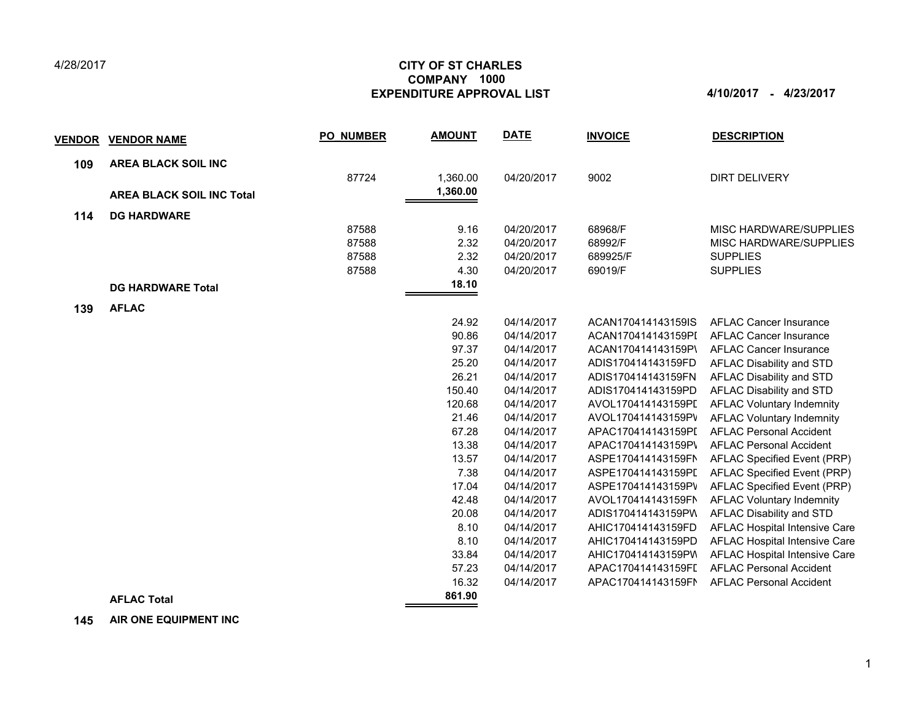4/28/2017

# CITY OF ST CHARLES
## COMPANY 1000
## EXPENDITURE APPROVAL LIST

4/10/2017 - 4/23/2017

| VENDOR | VENDOR NAME | PO NUMBER | AMOUNT | DATE | INVOICE | DESCRIPTION |
|---|---|---|---|---|---|---|
| **109** | **AREA BLACK SOIL INC** | | | | | |
| | | 87724 | 1,360.00 | 04/20/2017 | 9002 | DIRT DELIVERY |
| | **AREA BLACK SOIL INC Total** | | **1,360.00** | | | |
| **114** | **DG HARDWARE** | | | | | |
| | | 87588 | 9.16 | 04/20/2017 | 68968/F | MISC HARDWARE/SUPPLIES |
| | | 87588 | 2.32 | 04/20/2017 | 68992/F | MISC HARDWARE/SUPPLIES |
| | | 87588 | 2.32 | 04/20/2017 | 689925/F | SUPPLIES |
| | | 87588 | 4.30 | 04/20/2017 | 69019/F | SUPPLIES |
| | **DG HARDWARE Total** | | **18.10** | | | |
| **139** | **AFLAC** | | | | | |
| | | | 24.92 | 04/14/2017 | ACAN170414143159IS | AFLAC Cancer Insurance |
| | | | 90.86 | 04/14/2017 | ACAN170414143159PI | AFLAC Cancer Insurance |
| | | | 97.37 | 04/14/2017 | ACAN170414143159P\ | AFLAC Cancer Insurance |
| | | | 25.20 | 04/14/2017 | ADIS170414143159FD | AFLAC Disability and STD |
| | | | 26.21 | 04/14/2017 | ADIS170414143159FN | AFLAC Disability and STD |
| | | | 150.40 | 04/14/2017 | ADIS170414143159PD | AFLAC Disability and STD |
| | | | 120.68 | 04/14/2017 | AVOL170414143159PI | AFLAC Voluntary Indemnity |
| | | | 21.46 | 04/14/2017 | AVOL170414143159PV | AFLAC Voluntary Indemnity |
| | | | 67.28 | 04/14/2017 | APAC170414143159PI | AFLAC Personal Accident |
| | | | 13.38 | 04/14/2017 | APAC170414143159P\ | AFLAC Personal Accident |
| | | | 13.57 | 04/14/2017 | ASPE170414143159FN | AFLAC Specified Event (PRP) |
| | | | 7.38 | 04/14/2017 | ASPE170414143159PI | AFLAC Specified Event (PRP) |
| | | | 17.04 | 04/14/2017 | ASPE170414143159PV | AFLAC Specified Event (PRP) |
| | | | 42.48 | 04/14/2017 | AVOL170414143159FN | AFLAC Voluntary Indemnity |
| | | | 20.08 | 04/14/2017 | ADIS170414143159PW | AFLAC Disability and STD |
| | | | 8.10 | 04/14/2017 | AHIC170414143159FD | AFLAC Hospital Intensive Care |
| | | | 8.10 | 04/14/2017 | AHIC170414143159PD | AFLAC Hospital Intensive Care |
| | | | 33.84 | 04/14/2017 | AHIC170414143159PW | AFLAC Hospital Intensive Care |
| | | | 57.23 | 04/14/2017 | APAC170414143159FI | AFLAC Personal Accident |
| | | | 16.32 | 04/14/2017 | APAC170414143159FN | AFLAC Personal Accident |
| | **AFLAC Total** | | **861.90** | | | |
| **145** | **AIR ONE EQUIPMENT INC** | | | | | |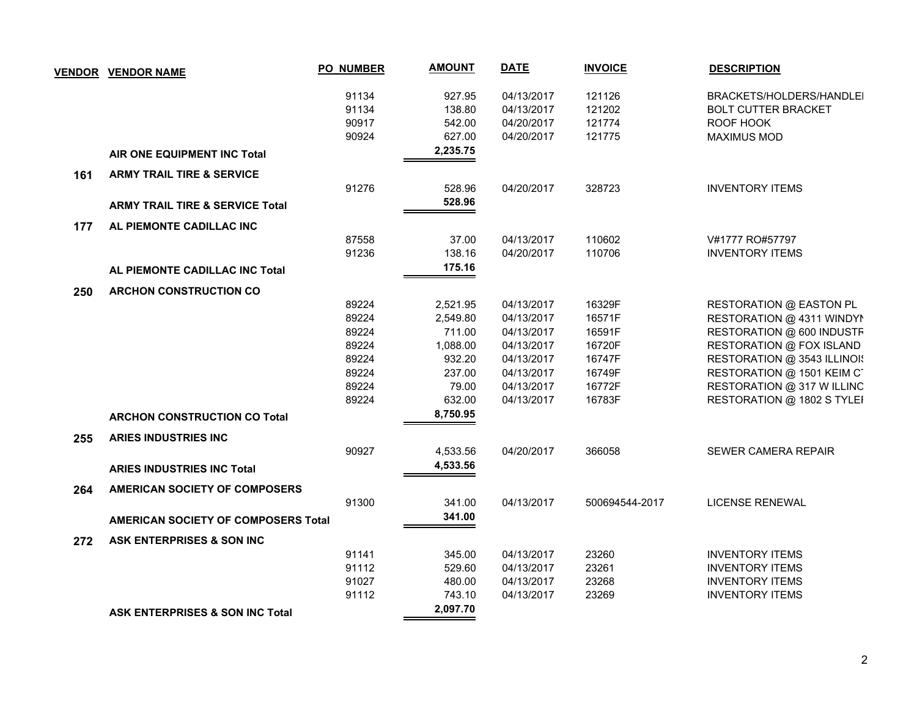| VENDOR | VENDOR NAME | PO NUMBER | AMOUNT | DATE | INVOICE | DESCRIPTION |
|---|---|---|---|---|---|---|
| | | 91134 | 927.95 | 04/13/2017 | 121126 | BRACKETS/HOLDERS/HANDLEI |
| | | 91134 | 138.80 | 04/13/2017 | 121202 | BOLT CUTTER BRACKET |
| | | 90917 | 542.00 | 04/20/2017 | 121774 | ROOF HOOK |
| | | 90924 | 627.00 | 04/20/2017 | 121775 | MAXIMUS MOD |
| | **AIR ONE EQUIPMENT INC Total** | | **2,235.75** | | | |
| **161** | **ARMY TRAIL TIRE & SERVICE** | | | | | |
| | | 91276 | 528.96 | 04/20/2017 | 328723 | INVENTORY ITEMS |
| | **ARMY TRAIL TIRE & SERVICE Total** | | **528.96** | | | |
| **177** | **AL PIEMONTE CADILLAC INC** | | | | | |
| | | 87558 | 37.00 | 04/13/2017 | 110602 | V#1777 RO#57797 |
| | | 91236 | 138.16 | 04/20/2017 | 110706 | INVENTORY ITEMS |
| | **AL PIEMONTE CADILLAC INC Total** | | **175.16** | | | |
| **250** | **ARCHON CONSTRUCTION CO** | | | | | |
| | | 89224 | 2,521.95 | 04/13/2017 | 16329F | RESTORATION @ EASTON PL |
| | | 89224 | 2,549.80 | 04/13/2017 | 16571F | RESTORATION @ 4311 WINDYI |
| | | 89224 | 711.00 | 04/13/2017 | 16591F | RESTORATION @ 600 INDUSTF |
| | | 89224 | 1,088.00 | 04/13/2017 | 16720F | RESTORATION @ FOX ISLAND |
| | | 89224 | 932.20 | 04/13/2017 | 16747F | RESTORATION @ 3543 ILLINOI |
| | | 89224 | 237.00 | 04/13/2017 | 16749F | RESTORATION @ 1501 KEIM C |
| | | 89224 | 79.00 | 04/13/2017 | 16772F | RESTORATION @ 317 W ILLINC |
| | | 89224 | 632.00 | 04/13/2017 | 16783F | RESTORATION @ 1802 S TYLEI |
| | **ARCHON CONSTRUCTION CO Total** | | **8,750.95** | | | |
| **255** | **ARIES INDUSTRIES INC** | | | | | |
| | | 90927 | 4,533.56 | 04/20/2017 | 366058 | SEWER CAMERA REPAIR |
| | **ARIES INDUSTRIES INC Total** | | **4,533.56** | | | |
| **264** | **AMERICAN SOCIETY OF COMPOSERS** | | | | | |
| | | 91300 | 341.00 | 04/13/2017 | 500694544-2017 | LICENSE RENEWAL |
| | **AMERICAN SOCIETY OF COMPOSERS Total** | | **341.00** | | | |
| **272** | **ASK ENTERPRISES & SON INC** | | | | | |
| | | 91141 | 345.00 | 04/13/2017 | 23260 | INVENTORY ITEMS |
| | | 91112 | 529.60 | 04/13/2017 | 23261 | INVENTORY ITEMS |
| | | 91027 | 480.00 | 04/13/2017 | 23268 | INVENTORY ITEMS |
| | | 91112 | 743.10 | 04/13/2017 | 23269 | INVENTORY ITEMS |
| | **ASK ENTERPRISES & SON INC Total** | | **2,097.70** | | | |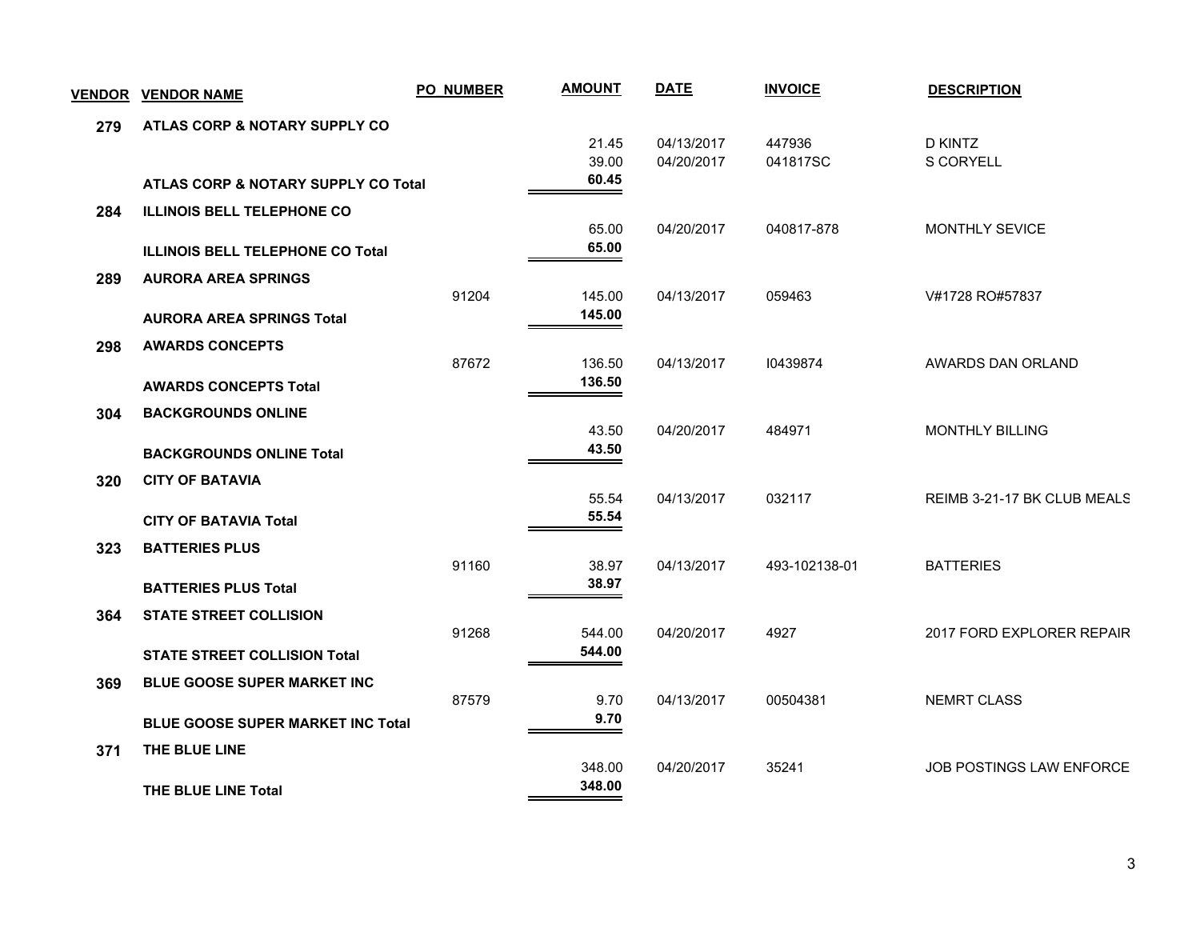| VENDOR | VENDOR NAME | PO_NUMBER | AMOUNT | DATE | INVOICE | DESCRIPTION |
|---|---|---|---|---|---|---|
| 279 | ATLAS CORP & NOTARY SUPPLY CO | | | | | |
| | | | 21.45 | 04/13/2017 | 447936 | D KINTZ |
| | | | 39.00 | 04/20/2017 | 041817SC | S CORYELL |
| | ATLAS CORP & NOTARY SUPPLY CO Total | | 60.45 | | | |
| 284 | ILLINOIS BELL TELEPHONE CO | | | | | |
| | | | 65.00 | 04/20/2017 | 040817-878 | MONTHLY SEVICE |
| | ILLINOIS BELL TELEPHONE CO Total | | 65.00 | | | |
| 289 | AURORA AREA SPRINGS | | | | | |
| | | 91204 | 145.00 | 04/13/2017 | 059463 | V#1728 RO#57837 |
| | AURORA AREA SPRINGS Total | | 145.00 | | | |
| 298 | AWARDS CONCEPTS | | | | | |
| | | 87672 | 136.50 | 04/13/2017 | I0439874 | AWARDS DAN ORLAND |
| | AWARDS CONCEPTS Total | | 136.50 | | | |
| 304 | BACKGROUNDS ONLINE | | | | | |
| | | | 43.50 | 04/20/2017 | 484971 | MONTHLY BILLING |
| | BACKGROUNDS ONLINE Total | | 43.50 | | | |
| 320 | CITY OF BATAVIA | | | | | |
| | | | 55.54 | 04/13/2017 | 032117 | REIMB 3-21-17 BK CLUB MEALS |
| | CITY OF BATAVIA Total | | 55.54 | | | |
| 323 | BATTERIES PLUS | | | | | |
| | | 91160 | 38.97 | 04/13/2017 | 493-102138-01 | BATTERIES |
| | BATTERIES PLUS Total | | 38.97 | | | |
| 364 | STATE STREET COLLISION | | | | | |
| | | 91268 | 544.00 | 04/20/2017 | 4927 | 2017 FORD EXPLORER REPAIR |
| | STATE STREET COLLISION Total | | 544.00 | | | |
| 369 | BLUE GOOSE SUPER MARKET INC | | | | | |
| | | 87579 | 9.70 | 04/13/2017 | 00504381 | NEMRT CLASS |
| | BLUE GOOSE SUPER MARKET INC Total | | 9.70 | | | |
| 371 | THE BLUE LINE | | | | | |
| | | | 348.00 | 04/20/2017 | 35241 | JOB POSTINGS LAW ENFORCE |
| | THE BLUE LINE Total | | 348.00 | | | |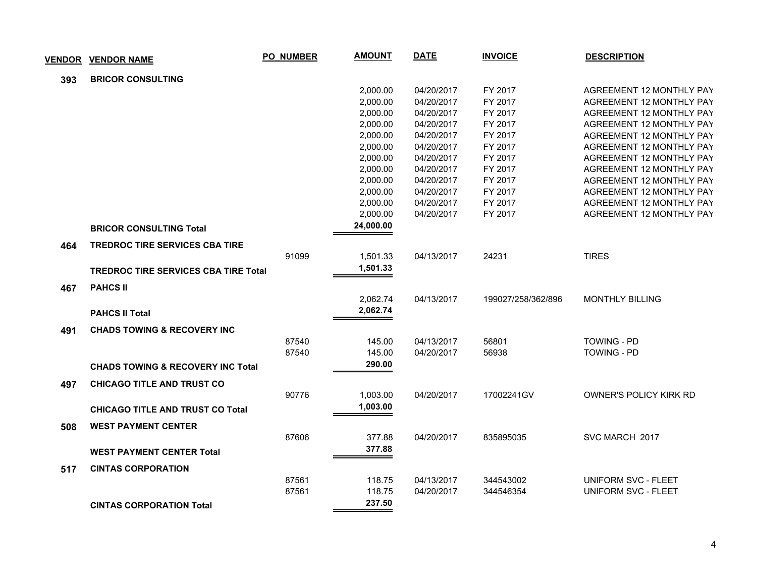| VENDOR | VENDOR NAME | PO_NUMBER | AMOUNT | DATE | INVOICE | DESCRIPTION |
|---|---|---|---|---|---|---|
| 393 | BRICOR CONSULTING | | | | | |
| | | | 2,000.00 | 04/20/2017 | FY 2017 | AGREEMENT 12 MONTHLY PAY |
| | | | 2,000.00 | 04/20/2017 | FY 2017 | AGREEMENT 12 MONTHLY PAY |
| | | | 2,000.00 | 04/20/2017 | FY 2017 | AGREEMENT 12 MONTHLY PAY |
| | | | 2,000.00 | 04/20/2017 | FY 2017 | AGREEMENT 12 MONTHLY PAY |
| | | | 2,000.00 | 04/20/2017 | FY 2017 | AGREEMENT 12 MONTHLY PAY |
| | | | 2,000.00 | 04/20/2017 | FY 2017 | AGREEMENT 12 MONTHLY PAY |
| | | | 2,000.00 | 04/20/2017 | FY 2017 | AGREEMENT 12 MONTHLY PAY |
| | | | 2,000.00 | 04/20/2017 | FY 2017 | AGREEMENT 12 MONTHLY PAY |
| | | | 2,000.00 | 04/20/2017 | FY 2017 | AGREEMENT 12 MONTHLY PAY |
| | | | 2,000.00 | 04/20/2017 | FY 2017 | AGREEMENT 12 MONTHLY PAY |
| | | | 2,000.00 | 04/20/2017 | FY 2017 | AGREEMENT 12 MONTHLY PAY |
| | | | 2,000.00 | 04/20/2017 | FY 2017 | AGREEMENT 12 MONTHLY PAY |
| | **BRICOR CONSULTING Total** | | **24,000.00** | | | |
| 464 | TREDROC TIRE SERVICES CBA TIRE | | | | | |
| | | 91099 | 1,501.33 | 04/13/2017 | 24231 | TIRES |
| | **TREDROC TIRE SERVICES CBA TIRE Total** | | **1,501.33** | | | |
| 467 | PAHCS II | | | | | |
| | | | 2,062.74 | 04/13/2017 | 199027/258/362/896 | MONTHLY BILLING |
| | **PAHCS II Total** | | **2,062.74** | | | |
| 491 | CHADS TOWING & RECOVERY INC | | | | | |
| | | 87540 | 145.00 | 04/13/2017 | 56801 | TOWING - PD |
| | | 87540 | 145.00 | 04/20/2017 | 56938 | TOWING - PD |
| | **CHADS TOWING & RECOVERY INC Total** | | **290.00** | | | |
| 497 | CHICAGO TITLE AND TRUST CO | | | | | |
| | | 90776 | 1,003.00 | 04/20/2017 | 17002241GV | OWNER'S POLICY KIRK RD |
| | **CHICAGO TITLE AND TRUST CO Total** | | **1,003.00** | | | |
| 508 | WEST PAYMENT CENTER | | | | | |
| | | 87606 | 377.88 | 04/20/2017 | 835895035 | SVC MARCH 2017 |
| | **WEST PAYMENT CENTER Total** | | **377.88** | | | |
| 517 | CINTAS CORPORATION | | | | | |
| | | 87561 | 118.75 | 04/13/2017 | 344543002 | UNIFORM SVC - FLEET |
| | | 87561 | 118.75 | 04/20/2017 | 344546354 | UNIFORM SVC - FLEET |
| | **CINTAS CORPORATION Total** | | **237.50** | | | |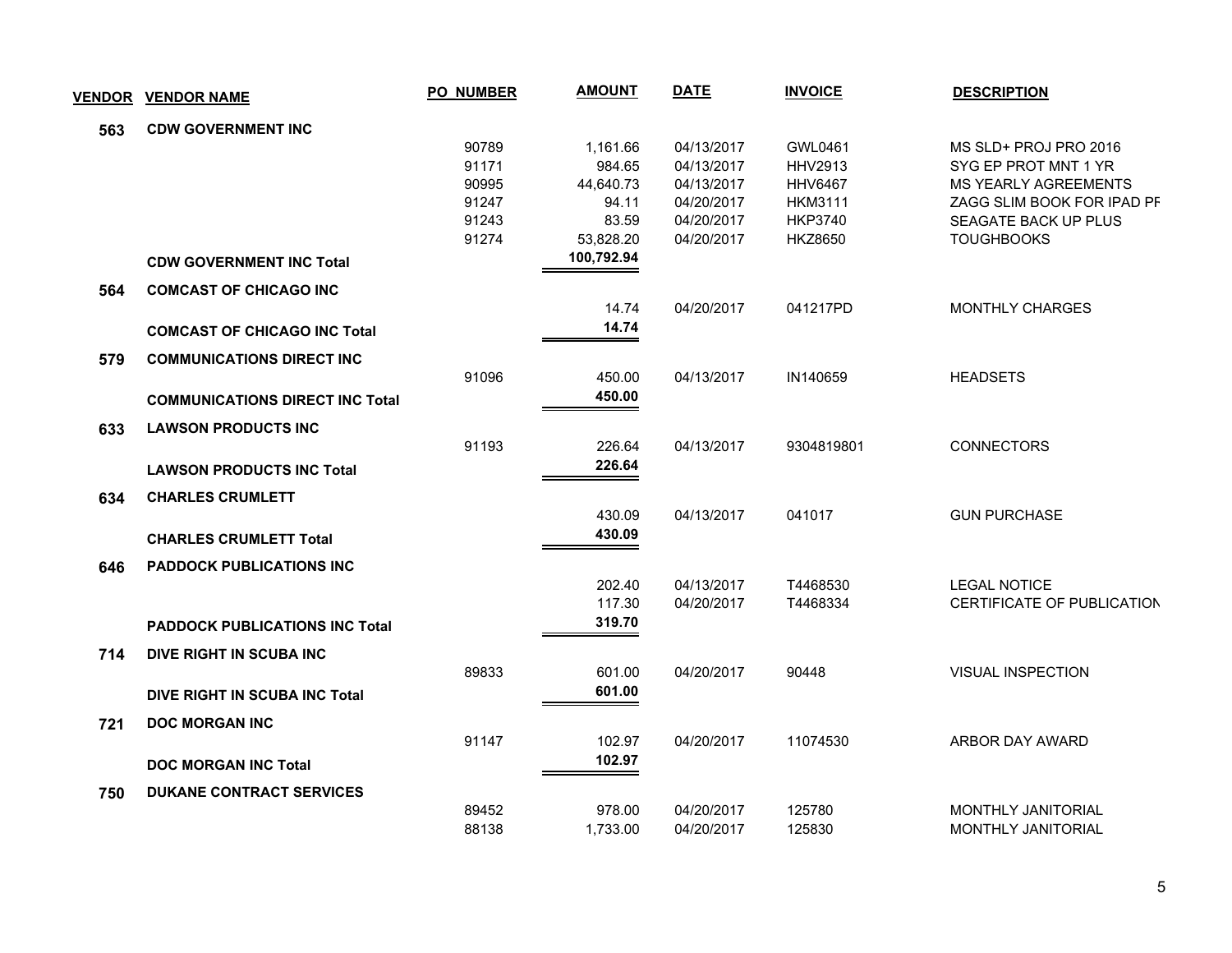| VENDOR | VENDOR NAME | PO NUMBER | AMOUNT | DATE | INVOICE | DESCRIPTION |
|---|---|---|---|---|---|---|
| **563** | **CDW GOVERNMENT INC** | | | | | |
| | | 90789 | 1,161.66 | 04/13/2017 | GWL0461 | MS SLD+ PROJ PRO 2016 |
| | | 91171 | 984.65 | 04/13/2017 | HHV2913 | SYG EP PROT MNT 1 YR |
| | | 90995 | 44,640.73 | 04/13/2017 | HHV6467 | MS YEARLY AGREEMENTS |
| | | 91247 | 94.11 | 04/20/2017 | HKM3111 | ZAGG SLIM BOOK FOR IPAD PF |
| | | 91243 | 83.59 | 04/20/2017 | HKP3740 | SEAGATE BACK UP PLUS |
| | | 91274 | 53,828.20 | 04/20/2017 | HKZ8650 | TOUGHBOOKS |
| | **CDW GOVERNMENT INC Total** | | **100,792.94** | | | |
| **564** | **COMCAST OF CHICAGO INC** | | | | | |
| | | | 14.74 | 04/20/2017 | 041217PD | MONTHLY CHARGES |
| | **COMCAST OF CHICAGO INC Total** | | **14.74** | | | |
| **579** | **COMMUNICATIONS DIRECT INC** | | | | | |
| | | 91096 | 450.00 | 04/13/2017 | IN140659 | HEADSETS |
| | **COMMUNICATIONS DIRECT INC Total** | | **450.00** | | | |
| **633** | **LAWSON PRODUCTS INC** | | | | | |
| | | 91193 | 226.64 | 04/13/2017 | 9304819801 | CONNECTORS |
| | **LAWSON PRODUCTS INC Total** | | **226.64** | | | |
| **634** | **CHARLES CRUMLETT** | | | | | |
| | | | 430.09 | 04/13/2017 | 041017 | GUN PURCHASE |
| | **CHARLES CRUMLETT Total** | | **430.09** | | | |
| **646** | **PADDOCK PUBLICATIONS INC** | | | | | |
| | | | 202.40 | 04/13/2017 | T4468530 | LEGAL NOTICE |
| | | | 117.30 | 04/20/2017 | T4468334 | CERTIFICATE OF PUBLICATION |
| | **PADDOCK PUBLICATIONS INC Total** | | **319.70** | | | |
| **714** | **DIVE RIGHT IN SCUBA INC** | | | | | |
| | | 89833 | 601.00 | 04/20/2017 | 90448 | VISUAL INSPECTION |
| | **DIVE RIGHT IN SCUBA INC Total** | | **601.00** | | | |
| **721** | **DOC MORGAN INC** | | | | | |
| | | 91147 | 102.97 | 04/20/2017 | 11074530 | ARBOR DAY AWARD |
| | **DOC MORGAN INC Total** | | **102.97** | | | |
| **750** | **DUKANE CONTRACT SERVICES** | | | | | |
| | | 89452 | 978.00 | 04/20/2017 | 125780 | MONTHLY JANITORIAL |
| | | 88138 | 1,733.00 | 04/20/2017 | 125830 | MONTHLY JANITORIAL |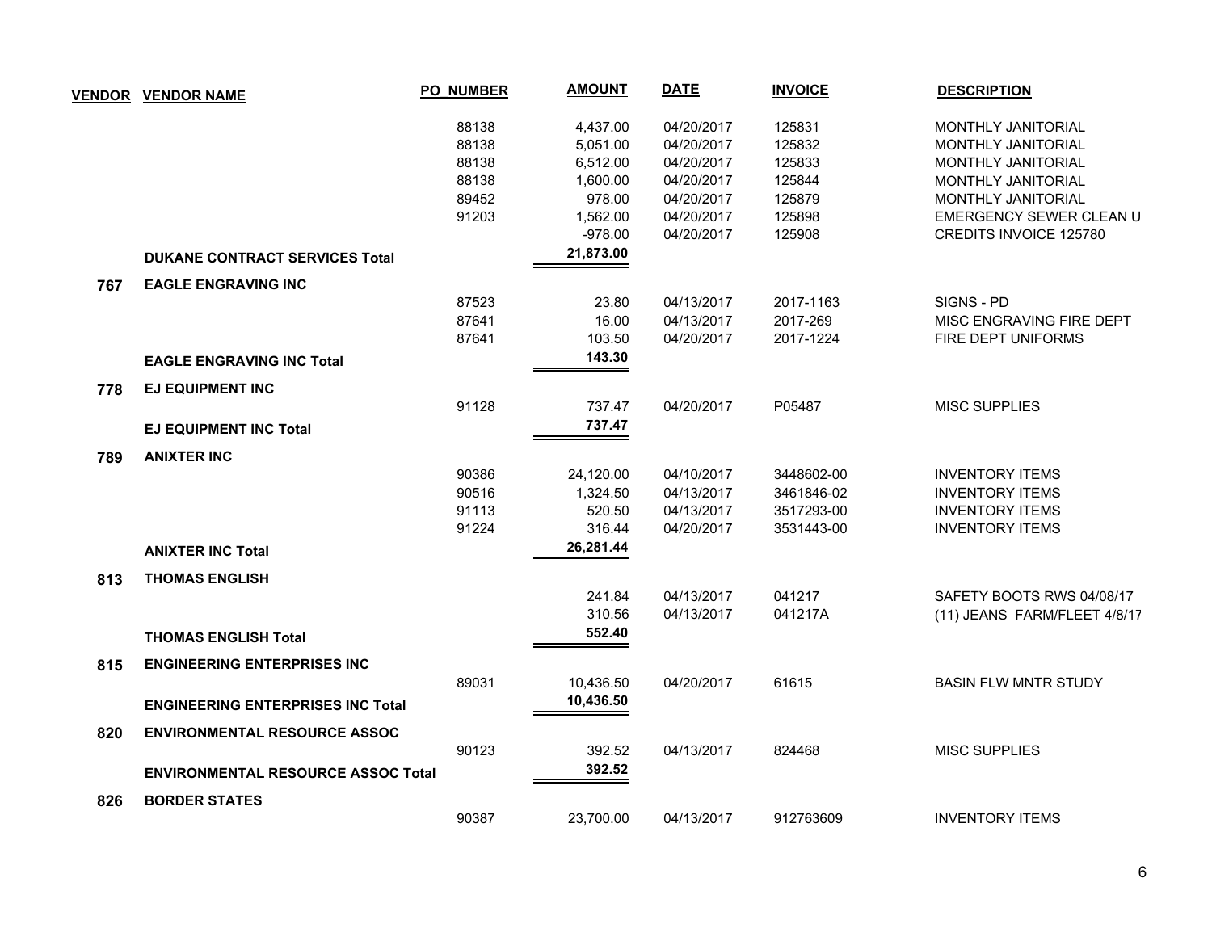| VENDOR | VENDOR NAME | PO_NUMBER | AMOUNT | DATE | INVOICE | DESCRIPTION |
|---|---|---|---|---|---|---|
| | | 88138 | 4,437.00 | 04/20/2017 | 125831 | MONTHLY JANITORIAL |
| | | 88138 | 5,051.00 | 04/20/2017 | 125832 | MONTHLY JANITORIAL |
| | | 88138 | 6,512.00 | 04/20/2017 | 125833 | MONTHLY JANITORIAL |
| | | 88138 | 1,600.00 | 04/20/2017 | 125844 | MONTHLY JANITORIAL |
| | | 89452 | 978.00 | 04/20/2017 | 125879 | MONTHLY JANITORIAL |
| | | 91203 | 1,562.00 | 04/20/2017 | 125898 | EMERGENCY SEWER CLEAN U |
| | | | -978.00 | 04/20/2017 | 125908 | CREDITS INVOICE 125780 |
| | **DUKANE CONTRACT SERVICES Total** | | **21,873.00** | | | |
| **767** | **EAGLE ENGRAVING INC** | | | | | |
| | | 87523 | 23.80 | 04/13/2017 | 2017-1163 | SIGNS - PD |
| | | 87641 | 16.00 | 04/13/2017 | 2017-269 | MISC ENGRAVING FIRE DEPT |
| | | 87641 | 103.50 | 04/20/2017 | 2017-1224 | FIRE DEPT UNIFORMS |
| | **EAGLE ENGRAVING INC Total** | | **143.30** | | | |
| **778** | **EJ EQUIPMENT INC** | | | | | |
| | | 91128 | 737.47 | 04/20/2017 | P05487 | MISC SUPPLIES |
| | **EJ EQUIPMENT INC Total** | | **737.47** | | | |
| **789** | **ANIXTER INC** | | | | | |
| | | 90386 | 24,120.00 | 04/10/2017 | 3448602-00 | INVENTORY ITEMS |
| | | 90516 | 1,324.50 | 04/13/2017 | 3461846-02 | INVENTORY ITEMS |
| | | 91113 | 520.50 | 04/13/2017 | 3517293-00 | INVENTORY ITEMS |
| | | 91224 | 316.44 | 04/20/2017 | 3531443-00 | INVENTORY ITEMS |
| | **ANIXTER INC Total** | | **26,281.44** | | | |
| **813** | **THOMAS ENGLISH** | | | | | |
| | | | 241.84 | 04/13/2017 | 041217 | SAFETY BOOTS RWS 04/08/17 |
| | | | 310.56 | 04/13/2017 | 041217A | (11) JEANS FARM/FLEET 4/8/17 |
| | **THOMAS ENGLISH Total** | | **552.40** | | | |
| **815** | **ENGINEERING ENTERPRISES INC** | | | | | |
| | | 89031 | 10,436.50 | 04/20/2017 | 61615 | BASIN FLW MNTR STUDY |
| | **ENGINEERING ENTERPRISES INC Total** | | **10,436.50** | | | |
| **820** | **ENVIRONMENTAL RESOURCE ASSOC** | | | | | |
| | | 90123 | 392.52 | 04/13/2017 | 824468 | MISC SUPPLIES |
| | **ENVIRONMENTAL RESOURCE ASSOC Total** | | **392.52** | | | |
| **826** | **BORDER STATES** | | | | | |
| | | 90387 | 23,700.00 | 04/13/2017 | 912763609 | INVENTORY ITEMS |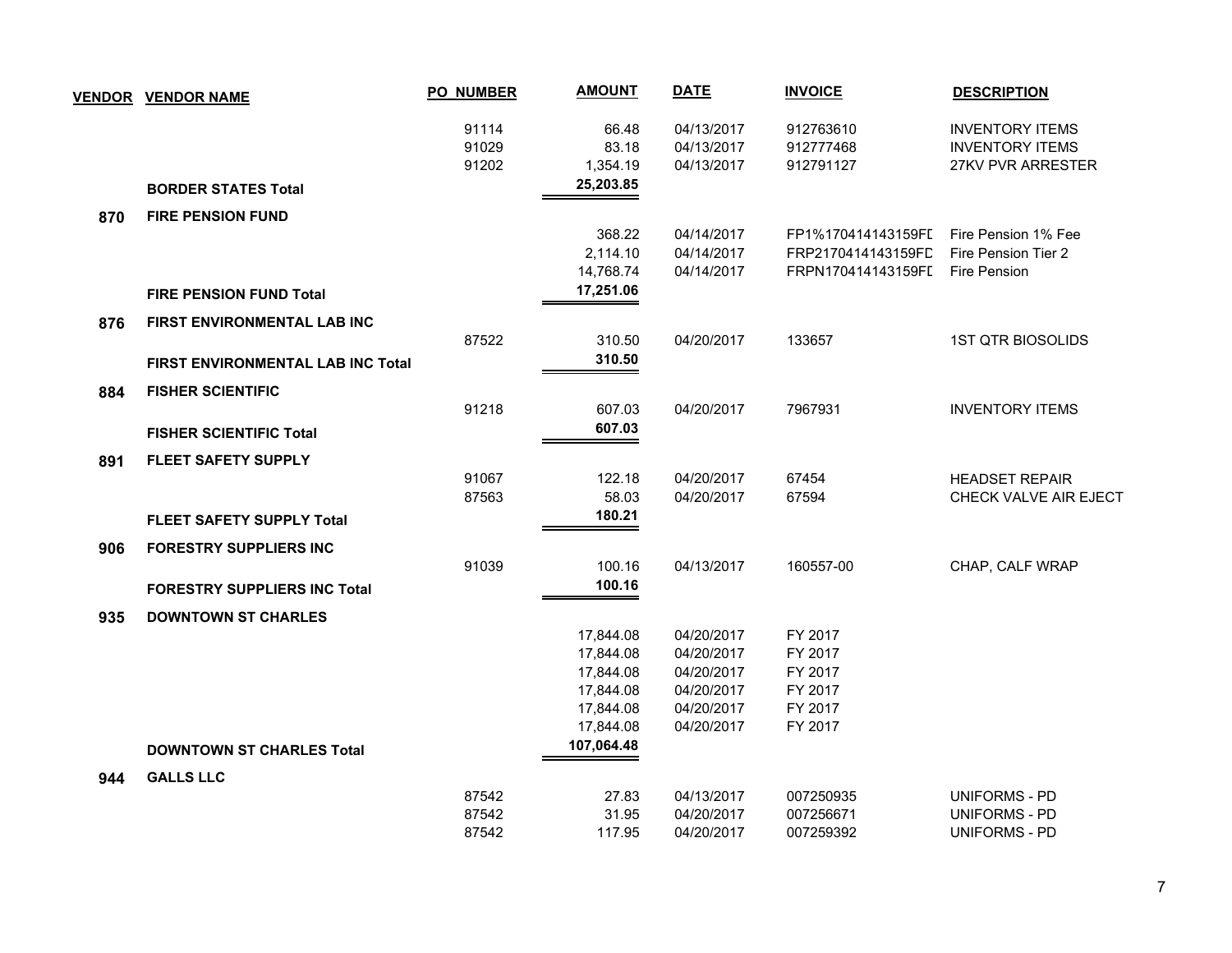| VENDOR | VENDOR NAME | PO_NUMBER | AMOUNT | DATE | INVOICE | DESCRIPTION |
|---|---|---|---|---|---|---|
| | | 91114 | 66.48 | 04/13/2017 | 912763610 | INVENTORY ITEMS |
| | | 91029 | 83.18 | 04/13/2017 | 912777468 | INVENTORY ITEMS |
| | | 91202 | 1,354.19 | 04/13/2017 | 912791127 | 27KV PVR ARRESTER |
| | **BORDER STATES Total** | | **25,203.85** | | | |
| **870** | **FIRE PENSION FUND** | | | | | |
| | | | 368.22 | 04/14/2017 | FP1%170414143159FD | Fire Pension 1% Fee |
| | | | 2,114.10 | 04/14/2017 | FRP2170414143159FD | Fire Pension Tier 2 |
| | | | 14,768.74 | 04/14/2017 | FRPN170414143159FD | Fire Pension |
| | **FIRE PENSION FUND Total** | | **17,251.06** | | | |
| **876** | **FIRST ENVIRONMENTAL LAB INC** | | | | | |
| | | 87522 | 310.50 | 04/20/2017 | 133657 | 1ST QTR BIOSOLIDS |
| | **FIRST ENVIRONMENTAL LAB INC Total** | | **310.50** | | | |
| **884** | **FISHER SCIENTIFIC** | | | | | |
| | | 91218 | 607.03 | 04/20/2017 | 7967931 | INVENTORY ITEMS |
| | **FISHER SCIENTIFIC Total** | | **607.03** | | | |
| **891** | **FLEET SAFETY SUPPLY** | | | | | |
| | | 91067 | 122.18 | 04/20/2017 | 67454 | HEADSET REPAIR |
| | | 87563 | 58.03 | 04/20/2017 | 67594 | CHECK VALVE AIR EJECT |
| | **FLEET SAFETY SUPPLY Total** | | **180.21** | | | |
| **906** | **FORESTRY SUPPLIERS INC** | | | | | |
| | | 91039 | 100.16 | 04/13/2017 | 160557-00 | CHAP, CALF WRAP |
| | **FORESTRY SUPPLIERS INC Total** | | **100.16** | | | |
| **935** | **DOWNTOWN ST CHARLES** | | | | | |
| | | | 17,844.08 | 04/20/2017 | FY 2017 | |
| | | | 17,844.08 | 04/20/2017 | FY 2017 | |
| | | | 17,844.08 | 04/20/2017 | FY 2017 | |
| | | | 17,844.08 | 04/20/2017 | FY 2017 | |
| | | | 17,844.08 | 04/20/2017 | FY 2017 | |
| | | | 17,844.08 | 04/20/2017 | FY 2017 | |
| | **DOWNTOWN ST CHARLES Total** | | **107,064.48** | | | |
| **944** | **GALLS LLC** | | | | | |
| | | 87542 | 27.83 | 04/13/2017 | 007250935 | UNIFORMS - PD |
| | | 87542 | 31.95 | 04/20/2017 | 007256671 | UNIFORMS - PD |
| | | 87542 | 117.95 | 04/20/2017 | 007259392 | UNIFORMS - PD |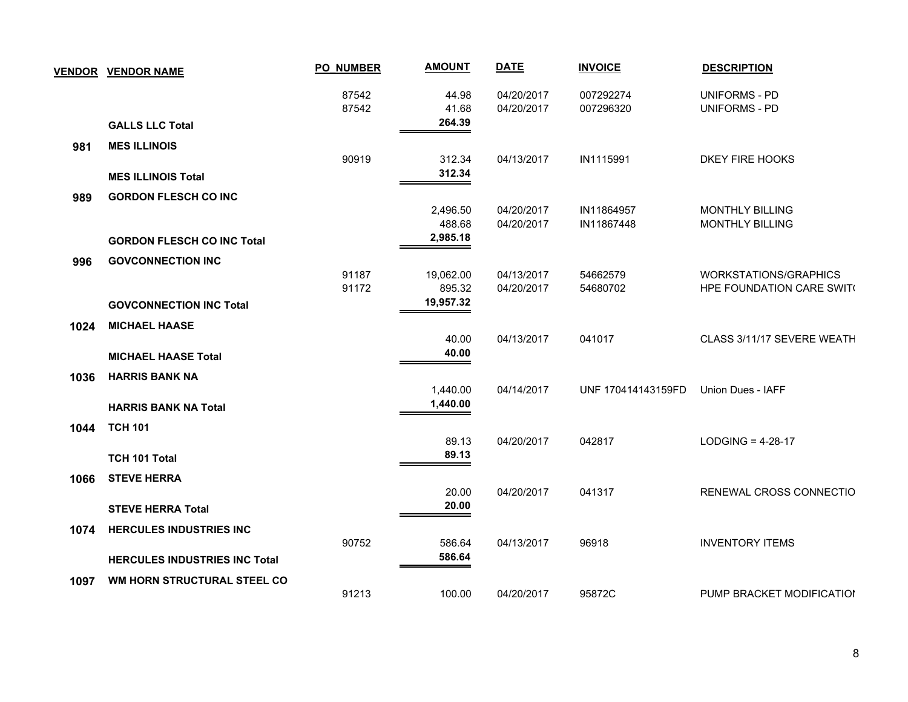| VENDOR | VENDOR NAME | PO_NUMBER | AMOUNT | DATE | INVOICE | DESCRIPTION |
|---|---|---|---|---|---|---|
| | | 87542 | 44.98 | 04/20/2017 | 007292274 | UNIFORMS - PD |
| | | 87542 | 41.68 | 04/20/2017 | 007296320 | UNIFORMS - PD |
| | **GALLS LLC Total** | | **264.39** | | | |
| **981** | **MES ILLINOIS** | | | | | |
| | | 90919 | 312.34 | 04/13/2017 | IN1115991 | DKEY FIRE HOOKS |
| | **MES ILLINOIS Total** | | **312.34** | | | |
| **989** | **GORDON FLESCH CO INC** | | | | | |
| | | | 2,496.50 | 04/20/2017 | IN11864957 | MONTHLY BILLING |
| | | | 488.68 | 04/20/2017 | IN11867448 | MONTHLY BILLING |
| | **GORDON FLESCH CO INC Total** | | **2,985.18** | | | |
| **996** | **GOVCONNECTION INC** | | | | | |
| | | 91187 | 19,062.00 | 04/13/2017 | 54662579 | WORKSTATIONS/GRAPHICS |
| | | 91172 | 895.32 | 04/20/2017 | 54680702 | HPE FOUNDATION CARE SWIT( |
| | **GOVCONNECTION INC Total** | | **19,957.32** | | | |
| **1024** | **MICHAEL HAASE** | | | | | |
| | | | 40.00 | 04/13/2017 | 041017 | CLASS 3/11/17 SEVERE WEATH |
| | **MICHAEL HAASE Total** | | **40.00** | | | |
| **1036** | **HARRIS BANK NA** | | | | | |
| | | | 1,440.00 | 04/14/2017 | UNF 170414143159FD | Union Dues - IAFF |
| | **HARRIS BANK NA Total** | | **1,440.00** | | | |
| **1044** | **TCH 101** | | | | | |
| | | | 89.13 | 04/20/2017 | 042817 | LODGING = 4-28-17 |
| | **TCH 101 Total** | | **89.13** | | | |
| **1066** | **STEVE HERRA** | | | | | |
| | | | 20.00 | 04/20/2017 | 041317 | RENEWAL CROSS CONNECTIO |
| | **STEVE HERRA Total** | | **20.00** | | | |
| **1074** | **HERCULES INDUSTRIES INC** | | | | | |
| | | 90752 | 586.64 | 04/13/2017 | 96918 | INVENTORY ITEMS |
| | **HERCULES INDUSTRIES INC Total** | | **586.64** | | | |
| **1097** | **WM HORN STRUCTURAL STEEL CO** | | | | | |
| | | 91213 | 100.00 | 04/20/2017 | 95872C | PUMP BRACKET MODIFICATIOI |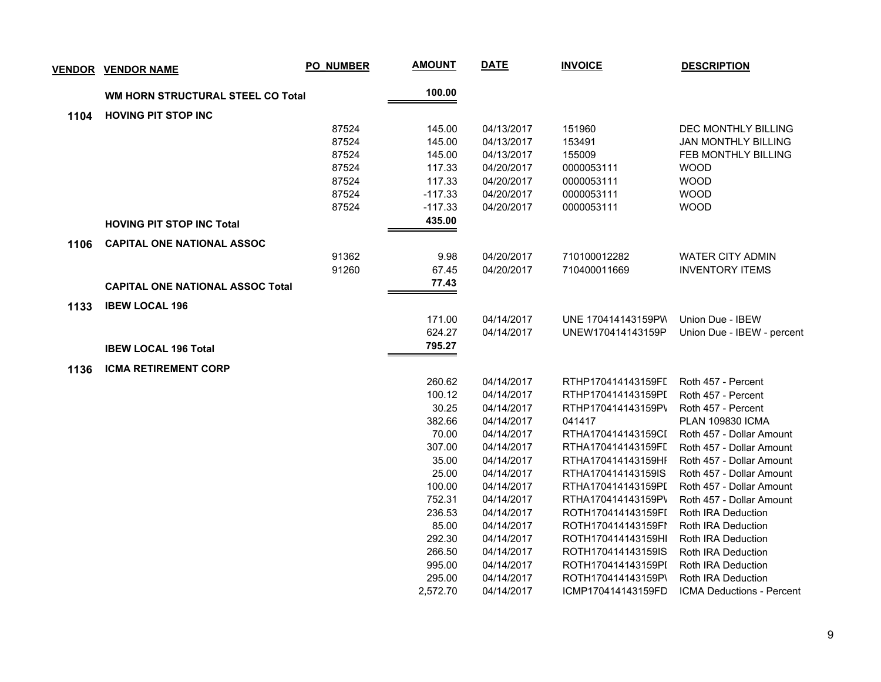| VENDOR | VENDOR NAME | PO NUMBER | AMOUNT | DATE | INVOICE | DESCRIPTION |
|---|---|---|---|---|---|---|
| | **WM HORN STRUCTURAL STEEL CO Total** | | **100.00** | | | |
| **1104** | **HOVING PIT STOP INC** | | | | | |
| | | 87524 | 145.00 | 04/13/2017 | 151960 | DEC MONTHLY BILLING |
| | | 87524 | 145.00 | 04/13/2017 | 153491 | JAN MONTHLY BILLING |
| | | 87524 | 145.00 | 04/13/2017 | 155009 | FEB MONTHLY BILLING |
| | | 87524 | 117.33 | 04/20/2017 | 0000053111 | WOOD |
| | | 87524 | 117.33 | 04/20/2017 | 0000053111 | WOOD |
| | | 87524 | -117.33 | 04/20/2017 | 0000053111 | WOOD |
| | | 87524 | -117.33 | 04/20/2017 | 0000053111 | WOOD |
| | **HOVING PIT STOP INC Total** | | **435.00** | | | |
| **1106** | **CAPITAL ONE NATIONAL ASSOC** | | | | | |
| | | 91362 | 9.98 | 04/20/2017 | 710100012282 | WATER CITY ADMIN |
| | | 91260 | 67.45 | 04/20/2017 | 710400011669 | INVENTORY ITEMS |
| | **CAPITAL ONE NATIONAL ASSOC Total** | | **77.43** | | | |
| **1133** | **IBEW LOCAL 196** | | | | | |
| | | | 171.00 | 04/14/2017 | UNE 170414143159PW | Union Due - IBEW |
| | | | 624.27 | 04/14/2017 | UNEW170414143159P | Union Due - IBEW - percent |
| | **IBEW LOCAL 196 Total** | | **795.27** | | | |
| **1136** | **ICMA RETIREMENT CORP** | | | | | |
| | | | 260.62 | 04/14/2017 | RTHP170414143159FD | Roth 457 - Percent |
| | | | 100.12 | 04/14/2017 | RTHP170414143159PD | Roth 457 - Percent |
| | | | 30.25 | 04/14/2017 | RTHP170414143159PW | Roth 457 - Percent |
| | | | 382.66 | 04/14/2017 | 041417 | PLAN 109830 ICMA |
| | | | 70.00 | 04/14/2017 | RTHA170414143159CD | Roth 457 - Dollar Amount |
| | | | 307.00 | 04/14/2017 | RTHA170414143159FD | Roth 457 - Dollar Amount |
| | | | 35.00 | 04/14/2017 | RTHA170414143159HR | Roth 457 - Dollar Amount |
| | | | 25.00 | 04/14/2017 | RTHA170414143159IS | Roth 457 - Dollar Amount |
| | | | 100.00 | 04/14/2017 | RTHA170414143159PD | Roth 457 - Dollar Amount |
| | | | 752.31 | 04/14/2017 | RTHA170414143159PW | Roth 457 - Dollar Amount |
| | | | 236.53 | 04/14/2017 | ROTH170414143159FD | Roth IRA Deduction |
| | | | 85.00 | 04/14/2017 | ROTH170414143159FN | Roth IRA Deduction |
| | | | 292.30 | 04/14/2017 | ROTH170414143159HR | Roth IRA Deduction |
| | | | 266.50 | 04/14/2017 | ROTH170414143159IS | Roth IRA Deduction |
| | | | 995.00 | 04/14/2017 | ROTH170414143159PD | Roth IRA Deduction |
| | | | 295.00 | 04/14/2017 | ROTH170414143159PW | Roth IRA Deduction |
| | | | 2,572.70 | 04/14/2017 | ICMP170414143159FD | ICMA Deductions - Percent |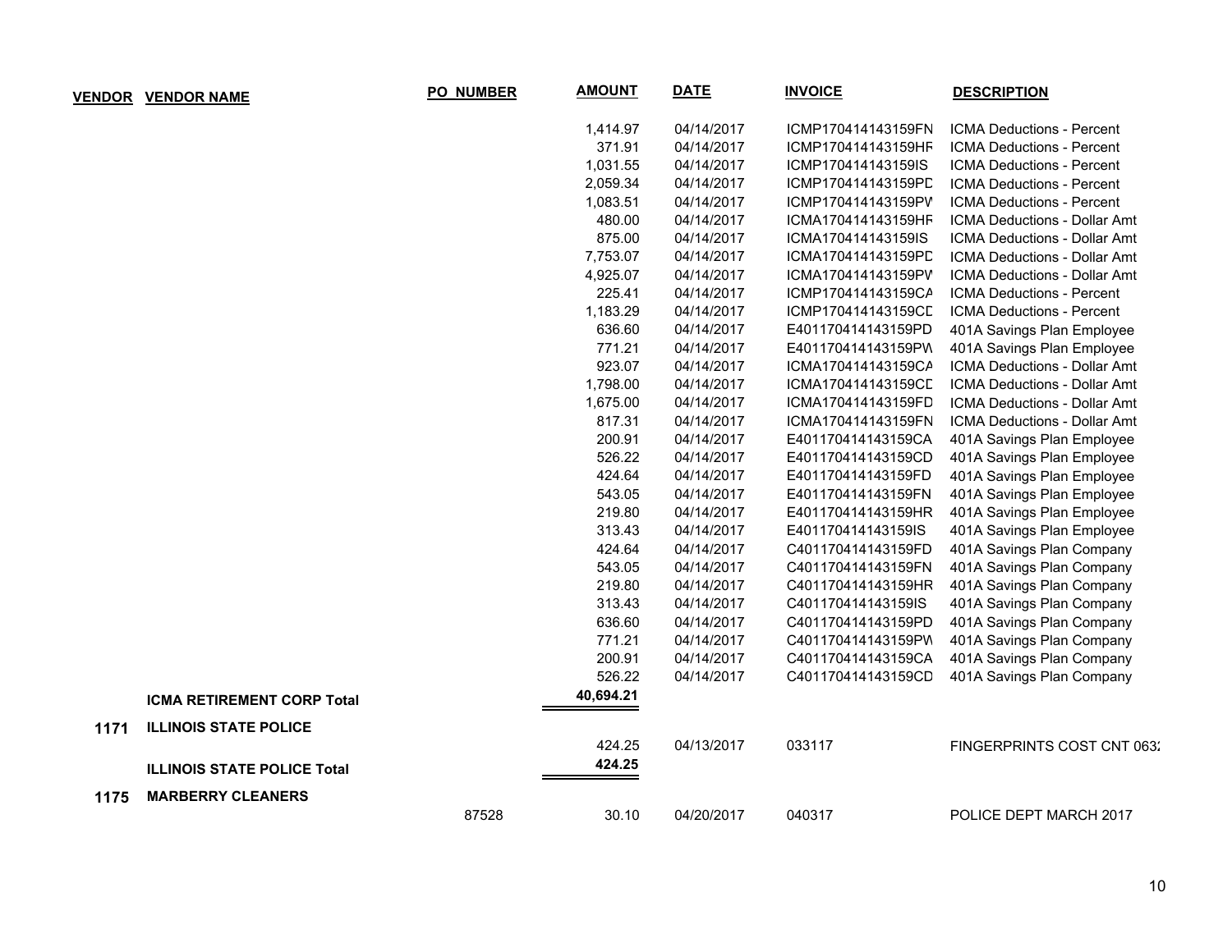| VENDOR | VENDOR NAME | PO_NUMBER | AMOUNT | DATE | INVOICE | DESCRIPTION |
|---|---|---|---|---|---|---|
| | | | 1,414.97 | 04/14/2017 | ICMP170414143159FN | ICMA Deductions - Percent |
| | | | 371.91 | 04/14/2017 | ICMP170414143159HF | ICMA Deductions - Percent |
| | | | 1,031.55 | 04/14/2017 | ICMP170414143159IS | ICMA Deductions - Percent |
| | | | 2,059.34 | 04/14/2017 | ICMP170414143159PD | ICMA Deductions - Percent |
| | | | 1,083.51 | 04/14/2017 | ICMP170414143159PV | ICMA Deductions - Percent |
| | | | 480.00 | 04/14/2017 | ICMA170414143159HF | ICMA Deductions - Dollar Amt |
| | | | 875.00 | 04/14/2017 | ICMA170414143159IS | ICMA Deductions - Dollar Amt |
| | | | 7,753.07 | 04/14/2017 | ICMA170414143159PD | ICMA Deductions - Dollar Amt |
| | | | 4,925.07 | 04/14/2017 | ICMA170414143159PV | ICMA Deductions - Dollar Amt |
| | | | 225.41 | 04/14/2017 | ICMP170414143159CA | ICMA Deductions - Percent |
| | | | 1,183.29 | 04/14/2017 | ICMP170414143159CD | ICMA Deductions - Percent |
| | | | 636.60 | 04/14/2017 | E401170414143159PD | 401A Savings Plan Employee |
| | | | 771.21 | 04/14/2017 | E401170414143159PW | 401A Savings Plan Employee |
| | | | 923.07 | 04/14/2017 | ICMA170414143159CA | ICMA Deductions - Dollar Amt |
| | | | 1,798.00 | 04/14/2017 | ICMA170414143159CD | ICMA Deductions - Dollar Amt |
| | | | 1,675.00 | 04/14/2017 | ICMA170414143159FD | ICMA Deductions - Dollar Amt |
| | | | 817.31 | 04/14/2017 | ICMA170414143159FN | ICMA Deductions - Dollar Amt |
| | | | 200.91 | 04/14/2017 | E401170414143159CA | 401A Savings Plan Employee |
| | | | 526.22 | 04/14/2017 | E401170414143159CD | 401A Savings Plan Employee |
| | | | 424.64 | 04/14/2017 | E401170414143159FD | 401A Savings Plan Employee |
| | | | 543.05 | 04/14/2017 | E401170414143159FN | 401A Savings Plan Employee |
| | | | 219.80 | 04/14/2017 | E401170414143159HR | 401A Savings Plan Employee |
| | | | 313.43 | 04/14/2017 | E401170414143159IS | 401A Savings Plan Employee |
| | | | 424.64 | 04/14/2017 | C401170414143159FD | 401A Savings Plan Company |
| | | | 543.05 | 04/14/2017 | C401170414143159FN | 401A Savings Plan Company |
| | | | 219.80 | 04/14/2017 | C401170414143159HR | 401A Savings Plan Company |
| | | | 313.43 | 04/14/2017 | C401170414143159IS | 401A Savings Plan Company |
| | | | 636.60 | 04/14/2017 | C401170414143159PD | 401A Savings Plan Company |
| | | | 771.21 | 04/14/2017 | C401170414143159PW | 401A Savings Plan Company |
| | | | 200.91 | 04/14/2017 | C401170414143159CA | 401A Savings Plan Company |
| | | | 526.22 | 04/14/2017 | C401170414143159CD | 401A Savings Plan Company |
| | **ICMA RETIREMENT CORP Total** | | **40,694.21** | | | |
| **1171** | **ILLINOIS STATE POLICE** | | | | | |
| | | | 424.25 | 04/13/2017 | 033117 | FINGERPRINTS COST CNT 063 |
| | **ILLINOIS STATE POLICE Total** | | **424.25** | | | |
| **1175** | **MARBERRY CLEANERS** | | | | | |
| | | 87528 | 30.10 | 04/20/2017 | 040317 | POLICE DEPT MARCH 2017 |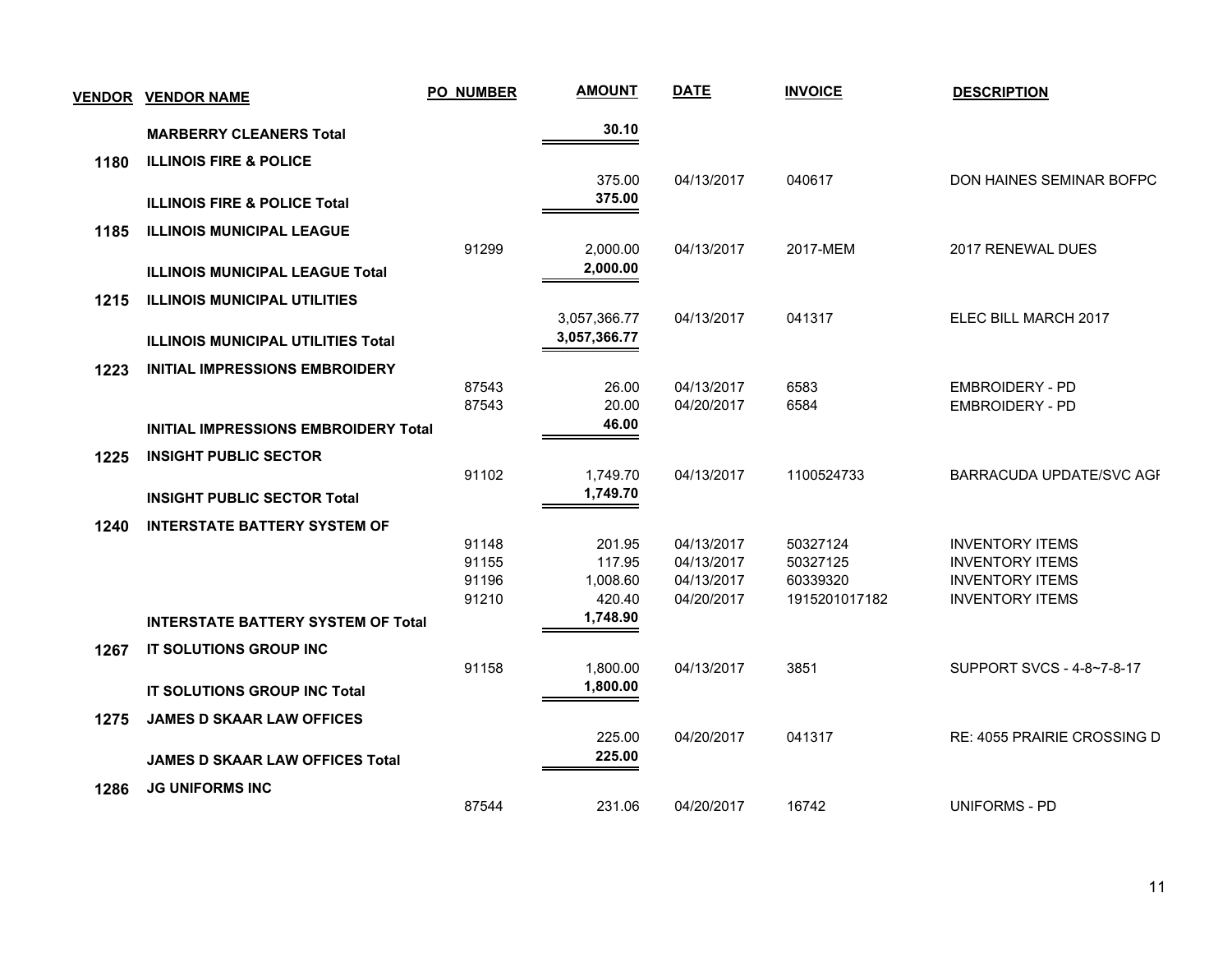| VENDOR | VENDOR NAME | PO NUMBER | AMOUNT | DATE | INVOICE | DESCRIPTION |
|---|---|---|---|---|---|---|
| | **MARBERRY CLEANERS Total** | | **30.10** | | | |
| **1180** | **ILLINOIS FIRE & POLICE** | | | | | |
| | | | 375.00 | 04/13/2017 | 040617 | DON HAINES SEMINAR BOFPC |
| | **ILLINOIS FIRE & POLICE Total** | | **375.00** | | | |
| **1185** | **ILLINOIS MUNICIPAL LEAGUE** | | | | | |
| | | 91299 | 2,000.00 | 04/13/2017 | 2017-MEM | 2017 RENEWAL DUES |
| | **ILLINOIS MUNICIPAL LEAGUE Total** | | **2,000.00** | | | |
| **1215** | **ILLINOIS MUNICIPAL UTILITIES** | | | | | |
| | | | 3,057,366.77 | 04/13/2017 | 041317 | ELEC BILL MARCH 2017 |
| | **ILLINOIS MUNICIPAL UTILITIES Total** | | **3,057,366.77** | | | |
| **1223** | **INITIAL IMPRESSIONS EMBROIDERY** | | | | | |
| | | 87543 | 26.00 | 04/13/2017 | 6583 | EMBROIDERY - PD |
| | | 87543 | 20.00 | 04/20/2017 | 6584 | EMBROIDERY - PD |
| | **INITIAL IMPRESSIONS EMBROIDERY Total** | | **46.00** | | | |
| **1225** | **INSIGHT PUBLIC SECTOR** | | | | | |
| | | 91102 | 1,749.70 | 04/13/2017 | 1100524733 | BARRACUDA UPDATE/SVC AGI |
| | **INSIGHT PUBLIC SECTOR Total** | | **1,749.70** | | | |
| **1240** | **INTERSTATE BATTERY SYSTEM OF** | | | | | |
| | | 91148 | 201.95 | 04/13/2017 | 50327124 | INVENTORY ITEMS |
| | | 91155 | 117.95 | 04/13/2017 | 50327125 | INVENTORY ITEMS |
| | | 91196 | 1,008.60 | 04/13/2017 | 60339320 | INVENTORY ITEMS |
| | | 91210 | 420.40 | 04/20/2017 | 1915201017182 | INVENTORY ITEMS |
| | **INTERSTATE BATTERY SYSTEM OF Total** | | **1,748.90** | | | |
| **1267** | **IT SOLUTIONS GROUP INC** | | | | | |
| | | 91158 | 1,800.00 | 04/13/2017 | 3851 | SUPPORT SVCS - 4-8~7-8-17 |
| | **IT SOLUTIONS GROUP INC Total** | | **1,800.00** | | | |
| **1275** | **JAMES D SKAAR LAW OFFICES** | | | | | |
| | | | 225.00 | 04/20/2017 | 041317 | RE: 4055 PRAIRIE CROSSING D |
| | **JAMES D SKAAR LAW OFFICES Total** | | **225.00** | | | |
| **1286** | **JG UNIFORMS INC** | | | | | |
| | | 87544 | 231.06 | 04/20/2017 | 16742 | UNIFORMS - PD |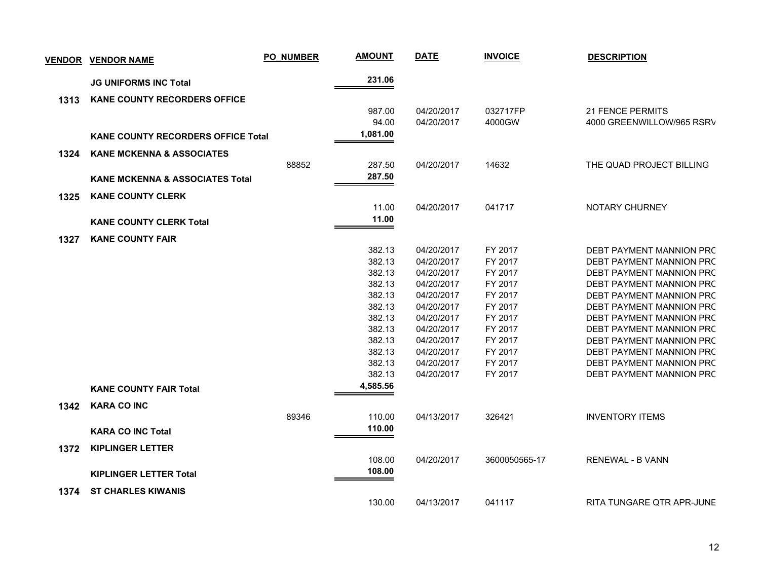| VENDOR | VENDOR NAME | PO NUMBER | AMOUNT | DATE | INVOICE | DESCRIPTION |
|---|---|---|---|---|---|---|
| | **JG UNIFORMS INC Total** | | **231.06** | | | |
| **1313** | **KANE COUNTY RECORDERS OFFICE** | | | | | |
| | | | 987.00 | 04/20/2017 | 032717FP | 21 FENCE PERMITS |
| | | | 94.00 | 04/20/2017 | 4000GW | 4000 GREENWILLOW/965 RSRV |
| | **KANE COUNTY RECORDERS OFFICE Total** | | **1,081.00** | | | |
| **1324** | **KANE MCKENNA & ASSOCIATES** | | | | | |
| | | 88852 | 287.50 | 04/20/2017 | 14632 | THE QUAD PROJECT BILLING |
| | **KANE MCKENNA & ASSOCIATES Total** | | **287.50** | | | |
| **1325** | **KANE COUNTY CLERK** | | | | | |
| | | | 11.00 | 04/20/2017 | 041717 | NOTARY CHURNEY |
| | **KANE COUNTY CLERK Total** | | **11.00** | | | |
| **1327** | **KANE COUNTY FAIR** | | | | | |
| | | | 382.13 | 04/20/2017 | FY 2017 | DEBT PAYMENT MANNION PRC |
| | | | 382.13 | 04/20/2017 | FY 2017 | DEBT PAYMENT MANNION PRC |
| | | | 382.13 | 04/20/2017 | FY 2017 | DEBT PAYMENT MANNION PRC |
| | | | 382.13 | 04/20/2017 | FY 2017 | DEBT PAYMENT MANNION PRC |
| | | | 382.13 | 04/20/2017 | FY 2017 | DEBT PAYMENT MANNION PRC |
| | | | 382.13 | 04/20/2017 | FY 2017 | DEBT PAYMENT MANNION PRC |
| | | | 382.13 | 04/20/2017 | FY 2017 | DEBT PAYMENT MANNION PRC |
| | | | 382.13 | 04/20/2017 | FY 2017 | DEBT PAYMENT MANNION PRC |
| | | | 382.13 | 04/20/2017 | FY 2017 | DEBT PAYMENT MANNION PRC |
| | | | 382.13 | 04/20/2017 | FY 2017 | DEBT PAYMENT MANNION PRC |
| | | | 382.13 | 04/20/2017 | FY 2017 | DEBT PAYMENT MANNION PRC |
| | | | 382.13 | 04/20/2017 | FY 2017 | DEBT PAYMENT MANNION PRC |
| | **KANE COUNTY FAIR Total** | | **4,585.56** | | | |
| **1342** | **KARA CO INC** | | | | | |
| | | 89346 | 110.00 | 04/13/2017 | 326421 | INVENTORY ITEMS |
| | **KARA CO INC Total** | | **110.00** | | | |
| **1372** | **KIPLINGER LETTER** | | | | | |
| | | | 108.00 | 04/20/2017 | 3600050565-17 | RENEWAL - B VANN |
| | **KIPLINGER LETTER Total** | | **108.00** | | | |
| **1374** | **ST CHARLES KIWANIS** | | | | | |
| | | | 130.00 | 04/13/2017 | 041117 | RITA TUNGARE QTR APR-JUNE |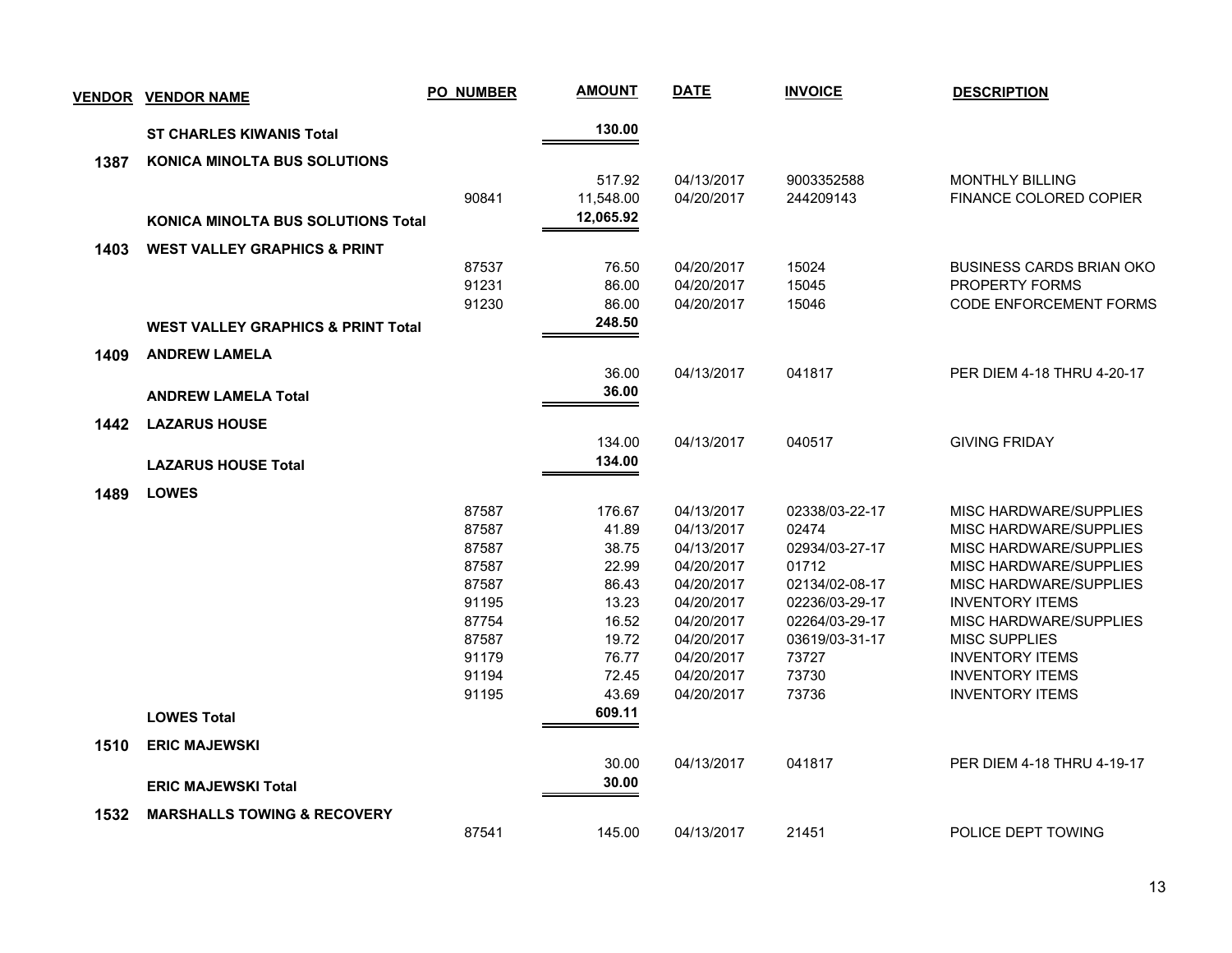| VENDOR | VENDOR NAME | PO NUMBER | AMOUNT | DATE | INVOICE | DESCRIPTION |
|---|---|---|---|---|---|---|
| | **ST CHARLES KIWANIS Total** | | **130.00** | | | |
| **1387** | **KONICA MINOLTA BUS SOLUTIONS** | | | | | |
| | | | 517.92 | 04/13/2017 | 9003352588 | MONTHLY BILLING |
| | | 90841 | 11,548.00 | 04/20/2017 | 244209143 | FINANCE COLORED COPIER |
| | **KONICA MINOLTA BUS SOLUTIONS Total** | | **12,065.92** | | | |
| **1403** | **WEST VALLEY GRAPHICS & PRINT** | | | | | |
| | | 87537 | 76.50 | 04/20/2017 | 15024 | BUSINESS CARDS BRIAN OKO |
| | | 91231 | 86.00 | 04/20/2017 | 15045 | PROPERTY FORMS |
| | | 91230 | 86.00 | 04/20/2017 | 15046 | CODE ENFORCEMENT FORMS |
| | **WEST VALLEY GRAPHICS & PRINT Total** | | **248.50** | | | |
| **1409** | **ANDREW LAMELA** | | | | | |
| | | | 36.00 | 04/13/2017 | 041817 | PER DIEM 4-18 THRU 4-20-17 |
| | **ANDREW LAMELA Total** | | **36.00** | | | |
| **1442** | **LAZARUS HOUSE** | | | | | |
| | | | 134.00 | 04/13/2017 | 040517 | GIVING FRIDAY |
| | **LAZARUS HOUSE Total** | | **134.00** | | | |
| **1489** | **LOWES** | | | | | |
| | | 87587 | 176.67 | 04/13/2017 | 02338/03-22-17 | MISC HARDWARE/SUPPLIES |
| | | 87587 | 41.89 | 04/13/2017 | 02474 | MISC HARDWARE/SUPPLIES |
| | | 87587 | 38.75 | 04/13/2017 | 02934/03-27-17 | MISC HARDWARE/SUPPLIES |
| | | 87587 | 22.99 | 04/20/2017 | 01712 | MISC HARDWARE/SUPPLIES |
| | | 87587 | 86.43 | 04/20/2017 | 02134/02-08-17 | MISC HARDWARE/SUPPLIES |
| | | 91195 | 13.23 | 04/20/2017 | 02236/03-29-17 | INVENTORY ITEMS |
| | | 87754 | 16.52 | 04/20/2017 | 02264/03-29-17 | MISC HARDWARE/SUPPLIES |
| | | 87587 | 19.72 | 04/20/2017 | 03619/03-31-17 | MISC SUPPLIES |
| | | 91179 | 76.77 | 04/20/2017 | 73727 | INVENTORY ITEMS |
| | | 91194 | 72.45 | 04/20/2017 | 73730 | INVENTORY ITEMS |
| | | 91195 | 43.69 | 04/20/2017 | 73736 | INVENTORY ITEMS |
| | **LOWES Total** | | **609.11** | | | |
| **1510** | **ERIC MAJEWSKI** | | | | | |
| | | | 30.00 | 04/13/2017 | 041817 | PER DIEM 4-18 THRU 4-19-17 |
| | **ERIC MAJEWSKI Total** | | **30.00** | | | |
| **1532** | **MARSHALLS TOWING & RECOVERY** | | | | | |
| | | 87541 | 145.00 | 04/13/2017 | 21451 | POLICE DEPT TOWING |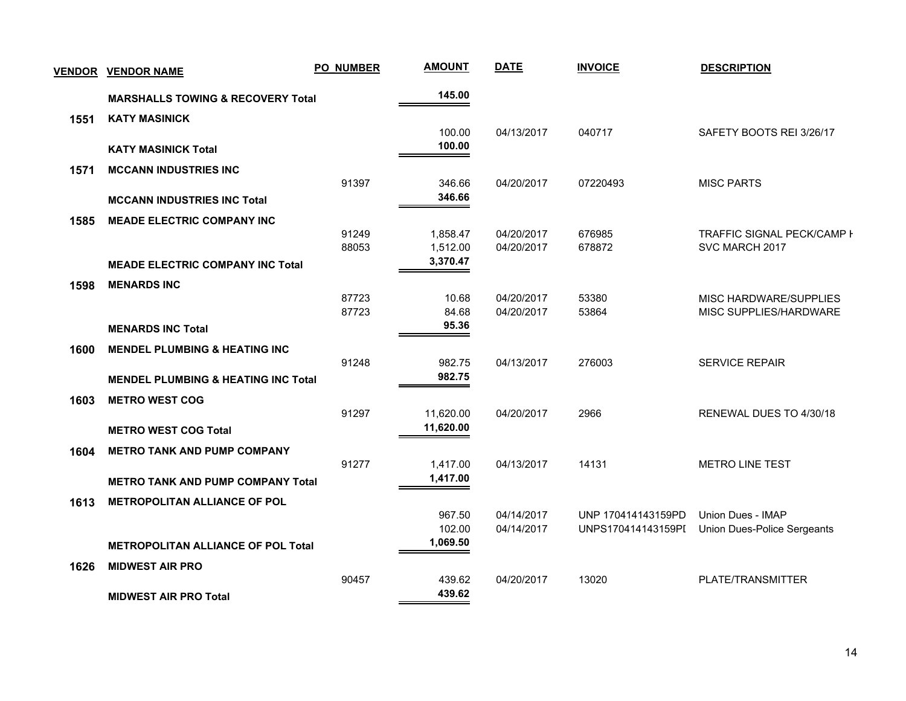| VENDOR | VENDOR NAME | PO_NUMBER | AMOUNT | DATE | INVOICE | DESCRIPTION |
|---|---|---|---|---|---|---|
| | **MARSHALLS TOWING & RECOVERY Total** | | **145.00** | | | |
| **1551** | **KATY MASINICK** | | | | | |
| | | | 100.00 | 04/13/2017 | 040717 | SAFETY BOOTS REI 3/26/17 |
| | **KATY MASINICK Total** | | **100.00** | | | |
| **1571** | **MCCANN INDUSTRIES INC** | | | | | |
| | | 91397 | 346.66 | 04/20/2017 | 07220493 | MISC PARTS |
| | **MCCANN INDUSTRIES INC Total** | | **346.66** | | | |
| **1585** | **MEADE ELECTRIC COMPANY INC** | | | | | |
| | | 91249 | 1,858.47 | 04/20/2017 | 676985 | TRAFFIC SIGNAL PECK/CAMP H |
| | | 88053 | 1,512.00 | 04/20/2017 | 678872 | SVC MARCH 2017 |
| | **MEADE ELECTRIC COMPANY INC Total** | | **3,370.47** | | | |
| **1598** | **MENARDS INC** | | | | | |
| | | 87723 | 10.68 | 04/20/2017 | 53380 | MISC HARDWARE/SUPPLIES |
| | | 87723 | 84.68 | 04/20/2017 | 53864 | MISC SUPPLIES/HARDWARE |
| | **MENARDS INC Total** | | **95.36** | | | |
| **1600** | **MENDEL PLUMBING & HEATING INC** | | | | | |
| | | 91248 | 982.75 | 04/13/2017 | 276003 | SERVICE REPAIR |
| | **MENDEL PLUMBING & HEATING INC Total** | | **982.75** | | | |
| **1603** | **METRO WEST COG** | | | | | |
| | | 91297 | 11,620.00 | 04/20/2017 | 2966 | RENEWAL DUES TO 4/30/18 |
| | **METRO WEST COG Total** | | **11,620.00** | | | |
| **1604** | **METRO TANK AND PUMP COMPANY** | | | | | |
| | | 91277 | 1,417.00 | 04/13/2017 | 14131 | METRO LINE TEST |
| | **METRO TANK AND PUMP COMPANY Total** | | **1,417.00** | | | |
| **1613** | **METROPOLITAN ALLIANCE OF POL** | | | | | |
| | | | 967.50 | 04/14/2017 | UNP 170414143159PD | Union Dues - IMAP |
| | | | 102.00 | 04/14/2017 | UNPS170414143159PI | Union Dues-Police Sergeants |
| | **METROPOLITAN ALLIANCE OF POL Total** | | **1,069.50** | | | |
| **1626** | **MIDWEST AIR PRO** | | | | | |
| | | 90457 | 439.62 | 04/20/2017 | 13020 | PLATE/TRANSMITTER |
| | **MIDWEST AIR PRO Total** | | **439.62** | | | |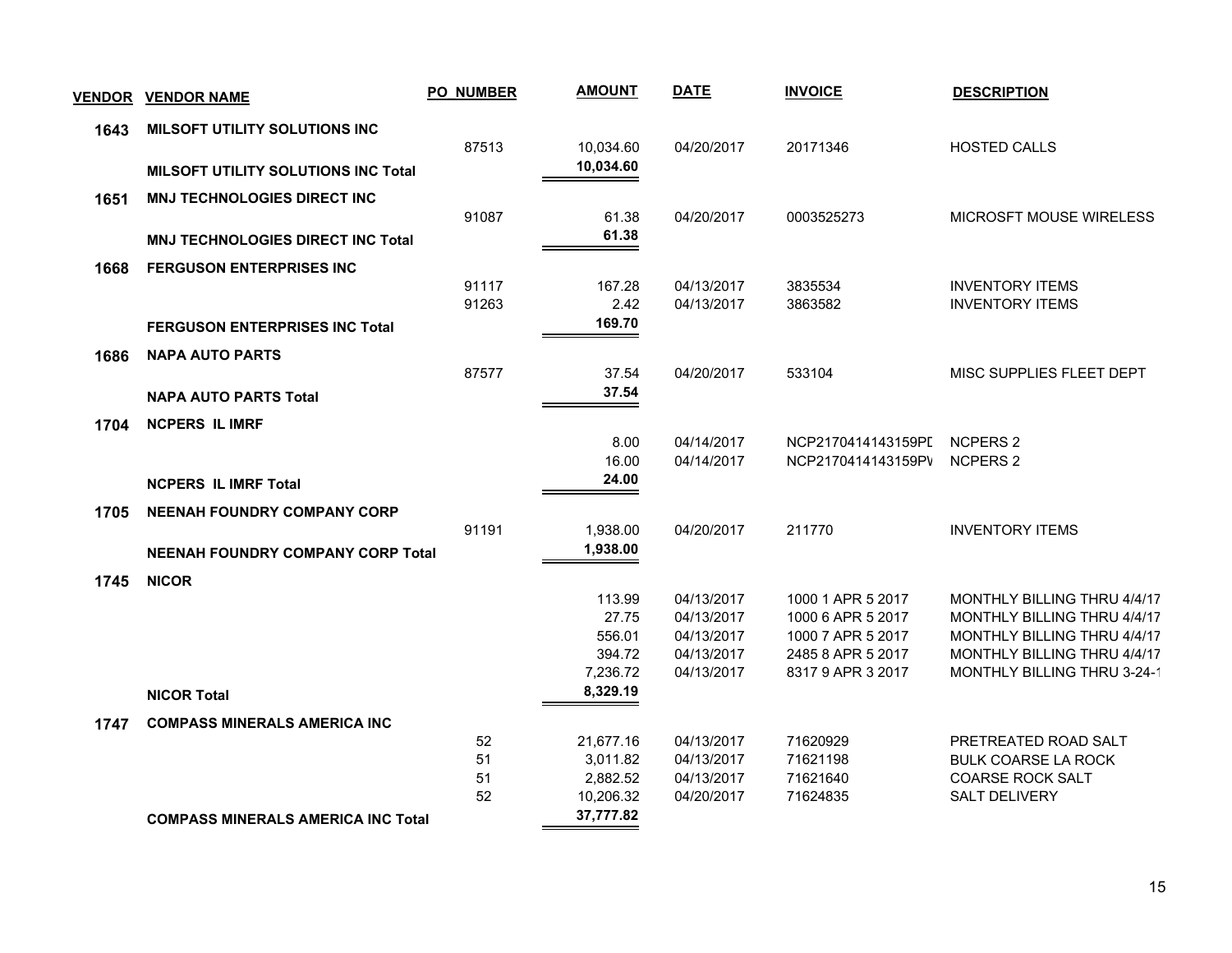| VENDOR | VENDOR NAME | PO_NUMBER | AMOUNT | DATE | INVOICE | DESCRIPTION |
|---|---|---|---|---|---|---|
| **1643** | **MILSOFT UTILITY SOLUTIONS INC** | | | | | |
| | | 87513 | 10,034.60 | 04/20/2017 | 20171346 | HOSTED CALLS |
| | **MILSOFT UTILITY SOLUTIONS INC Total** | | **10,034.60** | | | |
| **1651** | **MNJ TECHNOLOGIES DIRECT INC** | | | | | |
| | | 91087 | 61.38 | 04/20/2017 | 0003525273 | MICROSFT MOUSE WIRELESS |
| | **MNJ TECHNOLOGIES DIRECT INC Total** | | **61.38** | | | |
| **1668** | **FERGUSON ENTERPRISES INC** | | | | | |
| | | 91117 | 167.28 | 04/13/2017 | 3835534 | INVENTORY ITEMS |
| | | 91263 | 2.42 | 04/13/2017 | 3863582 | INVENTORY ITEMS |
| | **FERGUSON ENTERPRISES INC Total** | | **169.70** | | | |
| **1686** | **NAPA AUTO PARTS** | | | | | |
| | | 87577 | 37.54 | 04/20/2017 | 533104 | MISC SUPPLIES FLEET DEPT |
| | **NAPA AUTO PARTS Total** | | **37.54** | | | |
| **1704** | **NCPERS IL IMRF** | | | | | |
| | | | 8.00 | 04/14/2017 | NCP2170414143159PD | NCPERS 2 |
| | | | 16.00 | 04/14/2017 | NCP2170414143159PV | NCPERS 2 |
| | **NCPERS IL IMRF Total** | | **24.00** | | | |
| **1705** | **NEENAH FOUNDRY COMPANY CORP** | | | | | |
| | | 91191 | 1,938.00 | 04/20/2017 | 211770 | INVENTORY ITEMS |
| | **NEENAH FOUNDRY COMPANY CORP Total** | | **1,938.00** | | | |
| **1745** | **NICOR** | | | | | |
| | | | 113.99 | 04/13/2017 | 1000 1 APR 5 2017 | MONTHLY BILLING THRU 4/4/17 |
| | | | 27.75 | 04/13/2017 | 1000 6 APR 5 2017 | MONTHLY BILLING THRU 4/4/17 |
| | | | 556.01 | 04/13/2017 | 1000 7 APR 5 2017 | MONTHLY BILLING THRU 4/4/17 |
| | | | 394.72 | 04/13/2017 | 2485 8 APR 5 2017 | MONTHLY BILLING THRU 4/4/17 |
| | | | 7,236.72 | 04/13/2017 | 8317 9 APR 3 2017 | MONTHLY BILLING THRU 3-24-1 |
| | **NICOR Total** | | **8,329.19** | | | |
| **1747** | **COMPASS MINERALS AMERICA INC** | | | | | |
| | | 52 | 21,677.16 | 04/13/2017 | 71620929 | PRETREATED ROAD SALT |
| | | 51 | 3,011.82 | 04/13/2017 | 71621198 | BULK COARSE LA ROCK |
| | | 51 | 2,882.52 | 04/13/2017 | 71621640 | COARSE ROCK SALT |
| | | 52 | 10,206.32 | 04/20/2017 | 71624835 | SALT DELIVERY |
| | **COMPASS MINERALS AMERICA INC Total** | | **37,777.82** | | | |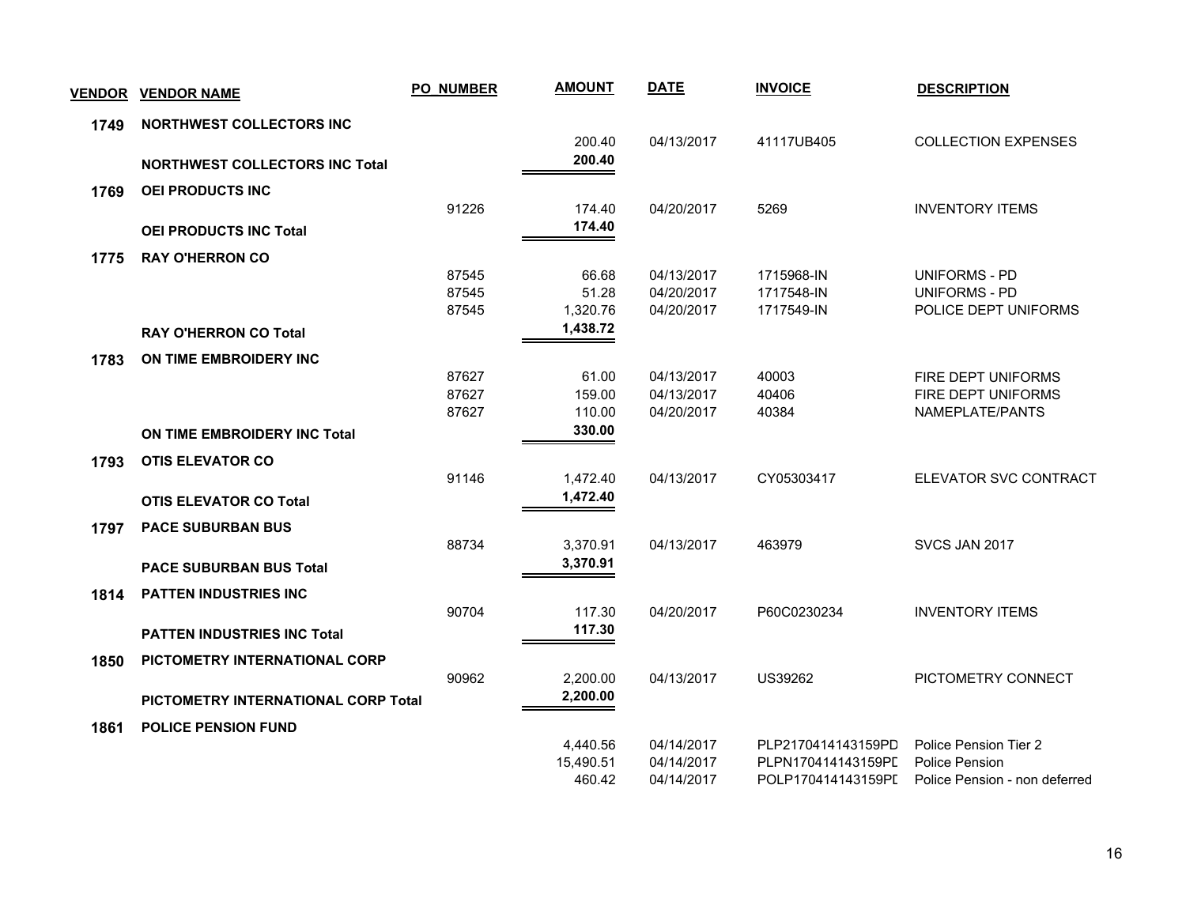| VENDOR | VENDOR NAME | PO NUMBER | AMOUNT | DATE | INVOICE | DESCRIPTION |
|---|---|---|---|---|---|---|
| **1749** | **NORTHWEST COLLECTORS INC** | | | | | |
| | | | 200.40 | 04/13/2017 | 41117UB405 | COLLECTION EXPENSES |
| | **NORTHWEST COLLECTORS INC Total** | | **200.40** | | | |
| **1769** | **OEI PRODUCTS INC** | | | | | |
| | | 91226 | 174.40 | 04/20/2017 | 5269 | INVENTORY ITEMS |
| | **OEI PRODUCTS INC Total** | | **174.40** | | | |
| **1775** | **RAY O'HERRON CO** | | | | | |
| | | 87545 | 66.68 | 04/13/2017 | 1715968-IN | UNIFORMS - PD |
| | | 87545 | 51.28 | 04/20/2017 | 1717548-IN | UNIFORMS - PD |
| | | 87545 | 1,320.76 | 04/20/2017 | 1717549-IN | POLICE DEPT UNIFORMS |
| | **RAY O'HERRON CO Total** | | **1,438.72** | | | |
| **1783** | **ON TIME EMBROIDERY INC** | | | | | |
| | | 87627 | 61.00 | 04/13/2017 | 40003 | FIRE DEPT UNIFORMS |
| | | 87627 | 159.00 | 04/13/2017 | 40406 | FIRE DEPT UNIFORMS |
| | | 87627 | 110.00 | 04/20/2017 | 40384 | NAMEPLATE/PANTS |
| | **ON TIME EMBROIDERY INC Total** | | **330.00** | | | |
| **1793** | **OTIS ELEVATOR CO** | | | | | |
| | | 91146 | 1,472.40 | 04/13/2017 | CY05303417 | ELEVATOR SVC CONTRACT |
| | **OTIS ELEVATOR CO Total** | | **1,472.40** | | | |
| **1797** | **PACE SUBURBAN BUS** | | | | | |
| | | 88734 | 3,370.91 | 04/13/2017 | 463979 | SVCS JAN 2017 |
| | **PACE SUBURBAN BUS Total** | | **3,370.91** | | | |
| **1814** | **PATTEN INDUSTRIES INC** | | | | | |
| | | 90704 | 117.30 | 04/20/2017 | P60C0230234 | INVENTORY ITEMS |
| | **PATTEN INDUSTRIES INC Total** | | **117.30** | | | |
| **1850** | **PICTOMETRY INTERNATIONAL CORP** | | | | | |
| | | 90962 | 2,200.00 | 04/13/2017 | US39262 | PICTOMETRY CONNECT |
| | **PICTOMETRY INTERNATIONAL CORP Total** | | **2,200.00** | | | |
| **1861** | **POLICE PENSION FUND** | | | | | |
| | | | 4,440.56 | 04/14/2017 | PLP2170414143159PD | Police Pension Tier 2 |
| | | | 15,490.51 | 04/14/2017 | PLPN170414143159PD | Police Pension |
| | | | 460.42 | 04/14/2017 | POLP170414143159PD | Police Pension - non deferred |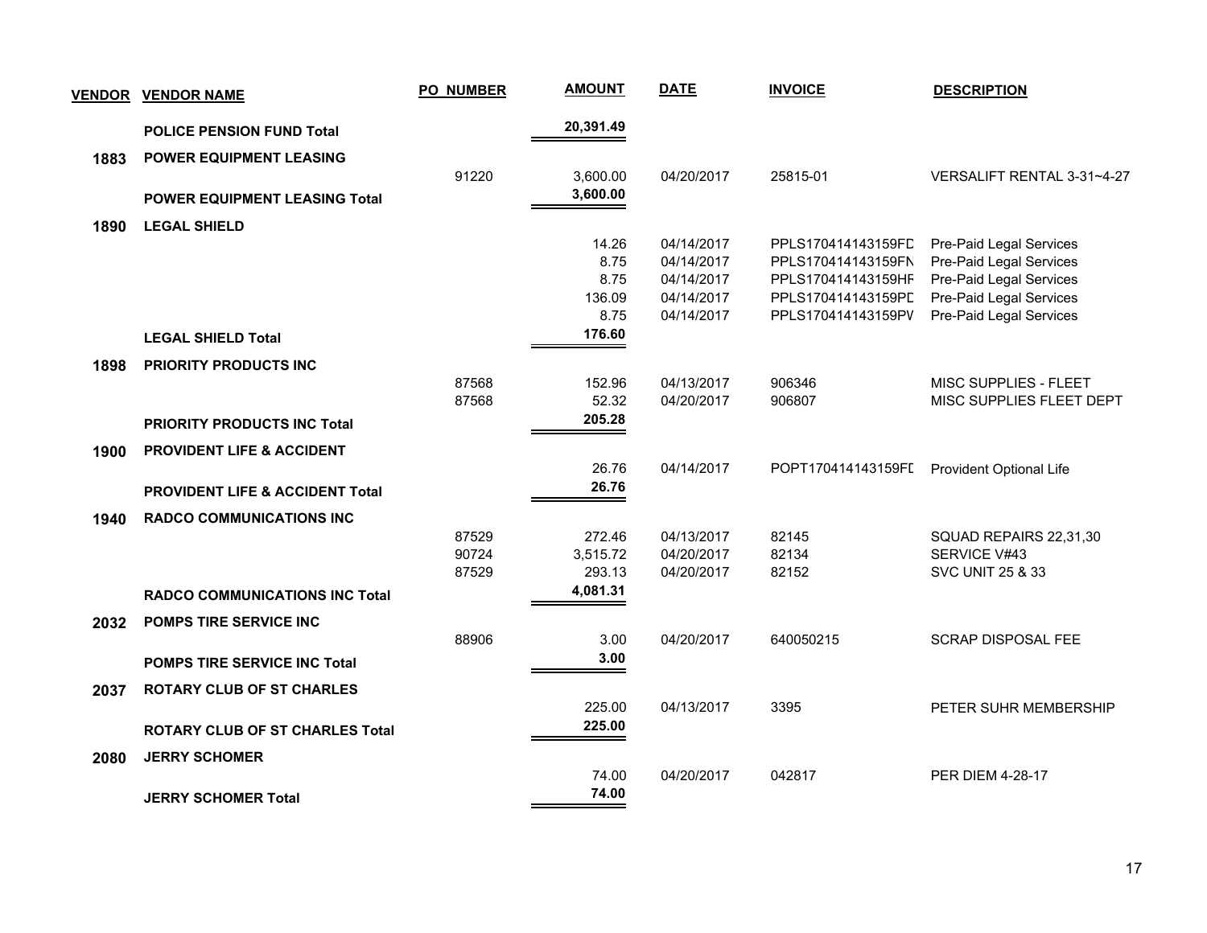| VENDOR | VENDOR NAME | PO NUMBER | AMOUNT | DATE | INVOICE | DESCRIPTION |
|---|---|---|---|---|---|---|
| | **POLICE PENSION FUND Total** | | **20,391.49** | | | |
| **1883** | **POWER EQUIPMENT LEASING** | | | | | |
| | | 91220 | 3,600.00 | 04/20/2017 | 25815-01 | VERSALIFT RENTAL 3-31~4-27 |
| | **POWER EQUIPMENT LEASING Total** | | **3,600.00** | | | |
| **1890** | **LEGAL SHIELD** | | | | | |
| | | | 14.26 | 04/14/2017 | PPLS170414143159FD | Pre-Paid Legal Services |
| | | | 8.75 | 04/14/2017 | PPLS170414143159FN | Pre-Paid Legal Services |
| | | | 8.75 | 04/14/2017 | PPLS170414143159HF | Pre-Paid Legal Services |
| | | | 136.09 | 04/14/2017 | PPLS170414143159PD | Pre-Paid Legal Services |
| | | | 8.75 | 04/14/2017 | PPLS170414143159PV | Pre-Paid Legal Services |
| | **LEGAL SHIELD Total** | | **176.60** | | | |
| **1898** | **PRIORITY PRODUCTS INC** | | | | | |
| | | 87568 | 152.96 | 04/13/2017 | 906346 | MISC SUPPLIES - FLEET |
| | | 87568 | 52.32 | 04/20/2017 | 906807 | MISC SUPPLIES FLEET DEPT |
| | **PRIORITY PRODUCTS INC Total** | | **205.28** | | | |
| **1900** | **PROVIDENT LIFE & ACCIDENT** | | | | | |
| | | | 26.76 | 04/14/2017 | POPT170414143159FD | Provident Optional Life |
| | **PROVIDENT LIFE & ACCIDENT Total** | | **26.76** | | | |
| **1940** | **RADCO COMMUNICATIONS INC** | | | | | |
| | | 87529 | 272.46 | 04/13/2017 | 82145 | SQUAD REPAIRS 22,31,30 |
| | | 90724 | 3,515.72 | 04/20/2017 | 82134 | SERVICE V#43 |
| | | 87529 | 293.13 | 04/20/2017 | 82152 | SVC UNIT 25 & 33 |
| | **RADCO COMMUNICATIONS INC Total** | | **4,081.31** | | | |
| **2032** | **POMPS TIRE SERVICE INC** | | | | | |
| | | 88906 | 3.00 | 04/20/2017 | 640050215 | SCRAP DISPOSAL FEE |
| | **POMPS TIRE SERVICE INC Total** | | **3.00** | | | |
| **2037** | **ROTARY CLUB OF ST CHARLES** | | | | | |
| | | | 225.00 | 04/13/2017 | 3395 | PETER SUHR MEMBERSHIP |
| | **ROTARY CLUB OF ST CHARLES Total** | | **225.00** | | | |
| **2080** | **JERRY SCHOMER** | | | | | |
| | | | 74.00 | 04/20/2017 | 042817 | PER DIEM 4-28-17 |
| | **JERRY SCHOMER Total** | | **74.00** | | | |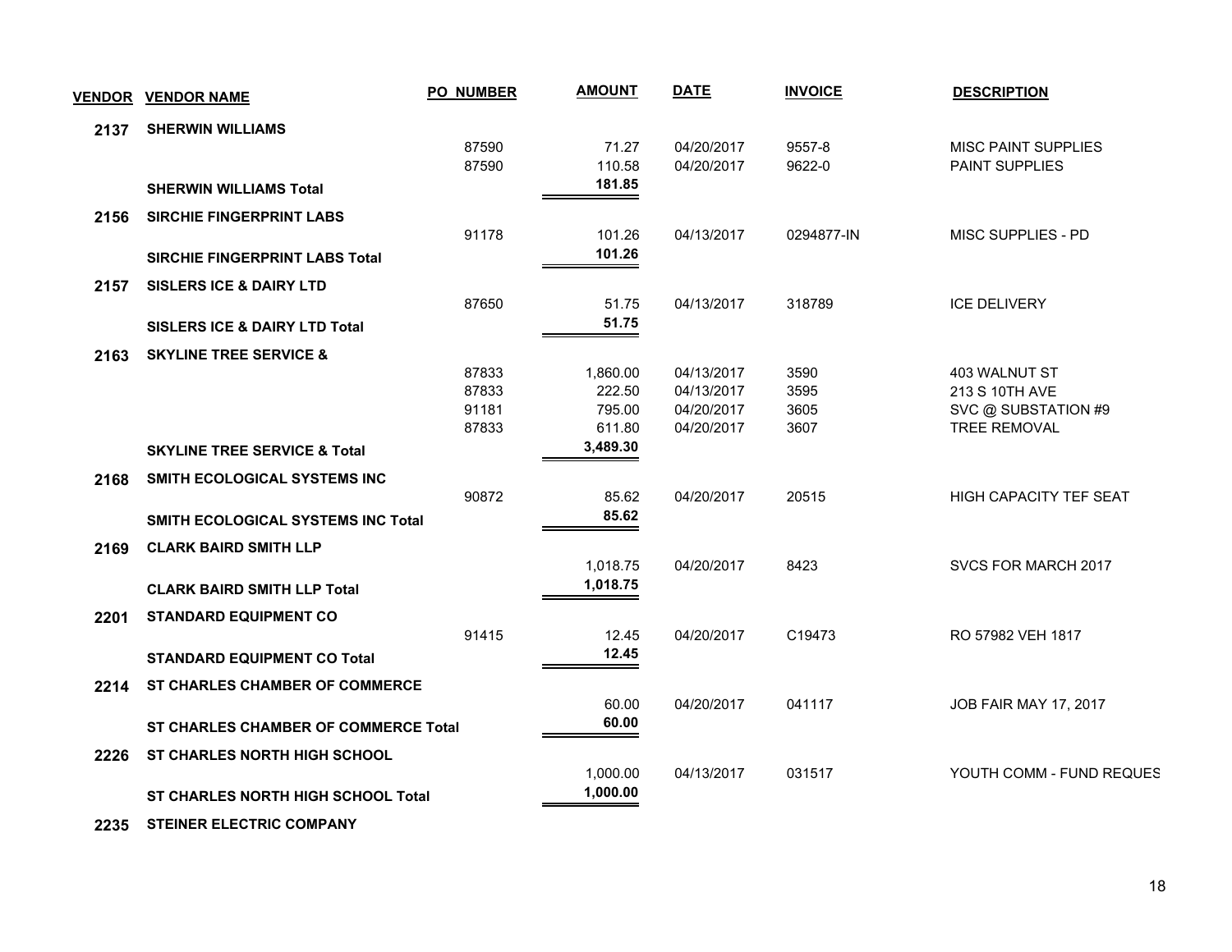| VENDOR | VENDOR NAME | PO NUMBER | AMOUNT | DATE | INVOICE | DESCRIPTION |
|---|---|---|---|---|---|---|
| **2137** | **SHERWIN WILLIAMS** | | | | | |
| | | 87590 | 71.27 | 04/20/2017 | 9557-8 | MISC PAINT SUPPLIES |
| | | 87590 | 110.58 | 04/20/2017 | 9622-0 | PAINT SUPPLIES |
| | **SHERWIN WILLIAMS Total** | | **181.85** | | | |
| **2156** | **SIRCHIE FINGERPRINT LABS** | | | | | |
| | | 91178 | 101.26 | 04/13/2017 | 0294877-IN | MISC SUPPLIES - PD |
| | **SIRCHIE FINGERPRINT LABS Total** | | **101.26** | | | |
| **2157** | **SISLERS ICE & DAIRY LTD** | | | | | |
| | | 87650 | 51.75 | 04/13/2017 | 318789 | ICE DELIVERY |
| | **SISLERS ICE & DAIRY LTD Total** | | **51.75** | | | |
| **2163** | **SKYLINE TREE SERVICE &** | | | | | |
| | | 87833 | 1,860.00 | 04/13/2017 | 3590 | 403 WALNUT ST |
| | | 87833 | 222.50 | 04/13/2017 | 3595 | 213 S 10TH AVE |
| | | 91181 | 795.00 | 04/20/2017 | 3605 | SVC @ SUBSTATION #9 |
| | | 87833 | 611.80 | 04/20/2017 | 3607 | TREE REMOVAL |
| | **SKYLINE TREE SERVICE & Total** | | **3,489.30** | | | |
| **2168** | **SMITH ECOLOGICAL SYSTEMS INC** | | | | | |
| | | 90872 | 85.62 | 04/20/2017 | 20515 | HIGH CAPACITY TEF SEAT |
| | **SMITH ECOLOGICAL SYSTEMS INC Total** | | **85.62** | | | |
| **2169** | **CLARK BAIRD SMITH LLP** | | | | | |
| | | | 1,018.75 | 04/20/2017 | 8423 | SVCS FOR MARCH 2017 |
| | **CLARK BAIRD SMITH LLP Total** | | **1,018.75** | | | |
| **2201** | **STANDARD EQUIPMENT CO** | | | | | |
| | | 91415 | 12.45 | 04/20/2017 | C19473 | RO 57982 VEH 1817 |
| | **STANDARD EQUIPMENT CO Total** | | **12.45** | | | |
| **2214** | **ST CHARLES CHAMBER OF COMMERCE** | | | | | |
| | | | 60.00 | 04/20/2017 | 041117 | JOB FAIR MAY 17, 2017 |
| | **ST CHARLES CHAMBER OF COMMERCE Total** | | **60.00** | | | |
| **2226** | **ST CHARLES NORTH HIGH SCHOOL** | | | | | |
| | | | 1,000.00 | 04/13/2017 | 031517 | YOUTH COMM - FUND REQUES |
| | **ST CHARLES NORTH HIGH SCHOOL Total** | | **1,000.00** | | | |
| **2235** | **STEINER ELECTRIC COMPANY** | | | | | |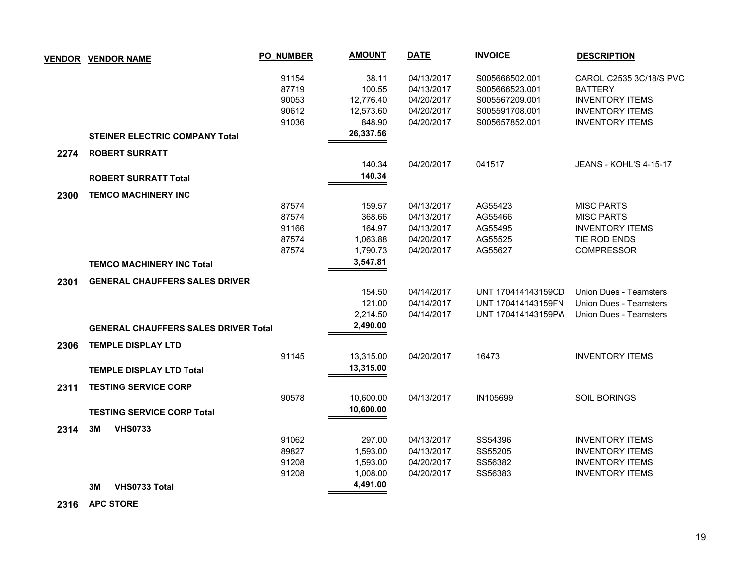| VENDOR | VENDOR NAME | PO NUMBER | AMOUNT | DATE | INVOICE | DESCRIPTION |
|---|---|---|---|---|---|---|
| | | 91154 | 38.11 | 04/13/2017 | S005666502.001 | CAROL C2535 3C/18/S PVC |
| | | 87719 | 100.55 | 04/13/2017 | S005666523.001 | BATTERY |
| | | 90053 | 12,776.40 | 04/20/2017 | S005567209.001 | INVENTORY ITEMS |
| | | 90612 | 12,573.60 | 04/20/2017 | S005591708.001 | INVENTORY ITEMS |
| | | 91036 | 848.90 | 04/20/2017 | S005657852.001 | INVENTORY ITEMS |
| | **STEINER ELECTRIC COMPANY Total** | | **26,337.56** | | | |
| **2274** | **ROBERT SURRATT** | | | | | |
| | | | 140.34 | 04/20/2017 | 041517 | JEANS - KOHL'S 4-15-17 |
| | **ROBERT SURRATT Total** | | **140.34** | | | |
| **2300** | **TEMCO MACHINERY INC** | | | | | |
| | | 87574 | 159.57 | 04/13/2017 | AG55423 | MISC PARTS |
| | | 87574 | 368.66 | 04/13/2017 | AG55466 | MISC PARTS |
| | | 91166 | 164.97 | 04/13/2017 | AG55495 | INVENTORY ITEMS |
| | | 87574 | 1,063.88 | 04/20/2017 | AG55525 | TIE ROD ENDS |
| | | 87574 | 1,790.73 | 04/20/2017 | AG55627 | COMPRESSOR |
| | **TEMCO MACHINERY INC Total** | | **3,547.81** | | | |
| **2301** | **GENERAL CHAUFFERS SALES DRIVER** | | | | | |
| | | | 154.50 | 04/14/2017 | UNT 170414143159CD | Union Dues - Teamsters |
| | | | 121.00 | 04/14/2017 | UNT 170414143159FN | Union Dues - Teamsters |
| | | | 2,214.50 | 04/14/2017 | UNT 170414143159PW | Union Dues - Teamsters |
| | **GENERAL CHAUFFERS SALES DRIVER Total** | | **2,490.00** | | | |
| **2306** | **TEMPLE DISPLAY LTD** | | | | | |
| | | 91145 | 13,315.00 | 04/20/2017 | 16473 | INVENTORY ITEMS |
| | **TEMPLE DISPLAY LTD Total** | | **13,315.00** | | | |
| **2311** | **TESTING SERVICE CORP** | | | | | |
| | | 90578 | 10,600.00 | 04/13/2017 | IN105699 | SOIL BORINGS |
| | **TESTING SERVICE CORP Total** | | **10,600.00** | | | |
| **2314** | **3M VHS0733** | | | | | |
| | | 91062 | 297.00 | 04/13/2017 | SS54396 | INVENTORY ITEMS |
| | | 89827 | 1,593.00 | 04/13/2017 | SS55205 | INVENTORY ITEMS |
| | | 91208 | 1,593.00 | 04/20/2017 | SS56382 | INVENTORY ITEMS |
| | | 91208 | 1,008.00 | 04/20/2017 | SS56383 | INVENTORY ITEMS |
| | **3M VHS0733 Total** | | **4,491.00** | | | |
| **2316** | **APC STORE** | | | | | |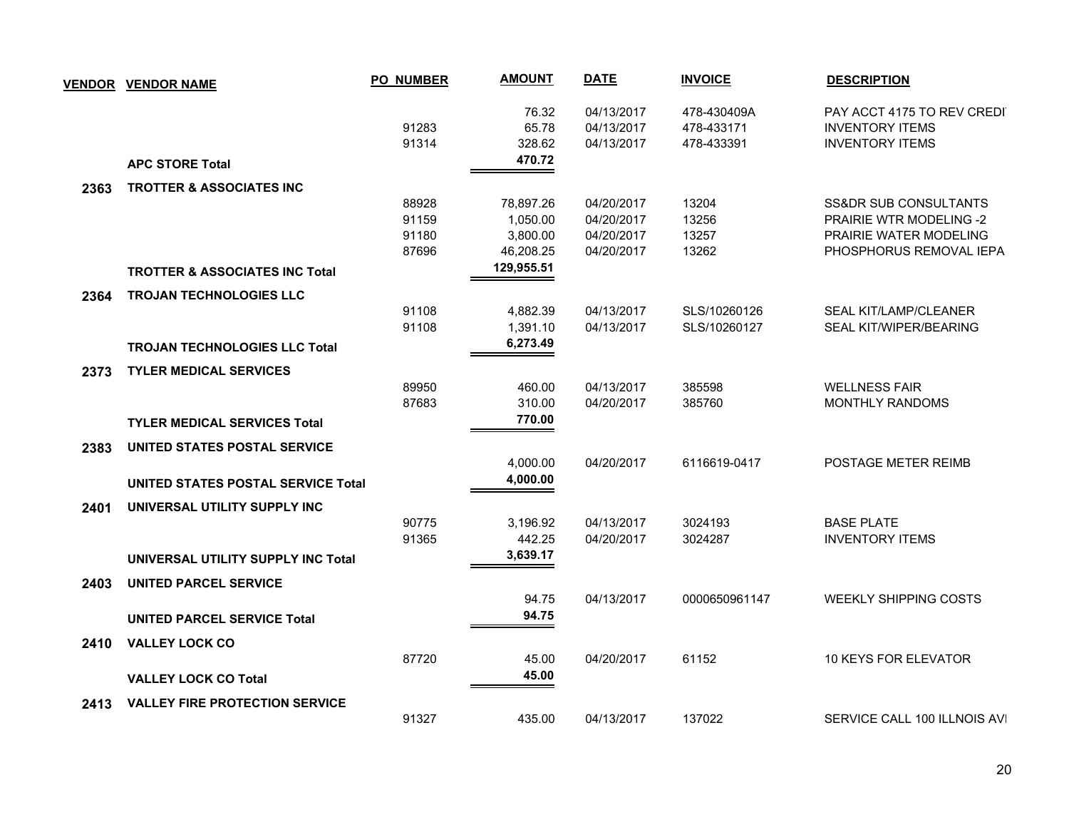| VENDOR | VENDOR NAME | PO NUMBER | AMOUNT | DATE | INVOICE | DESCRIPTION |
|---|---|---|---|---|---|---|
| | | | 76.32 | 04/13/2017 | 478-430409A | PAY ACCT 4175 TO REV CREDI |
| | | 91283 | 65.78 | 04/13/2017 | 478-433171 | INVENTORY ITEMS |
| | | 91314 | 328.62 | 04/13/2017 | 478-433391 | INVENTORY ITEMS |
| | **APC STORE Total** | | **470.72** | | | |
| **2363** | **TROTTER & ASSOCIATES INC** | | | | | |
| | | 88928 | 78,897.26 | 04/20/2017 | 13204 | SS&DR SUB CONSULTANTS |
| | | 91159 | 1,050.00 | 04/20/2017 | 13256 | PRAIRIE WTR MODELING -2 |
| | | 91180 | 3,800.00 | 04/20/2017 | 13257 | PRAIRIE WATER MODELING |
| | | 87696 | 46,208.25 | 04/20/2017 | 13262 | PHOSPHORUS REMOVAL IEPA |
| | **TROTTER & ASSOCIATES INC Total** | | **129,955.51** | | | |
| **2364** | **TROJAN TECHNOLOGIES LLC** | | | | | |
| | | 91108 | 4,882.39 | 04/13/2017 | SLS/10260126 | SEAL KIT/LAMP/CLEANER |
| | | 91108 | 1,391.10 | 04/13/2017 | SLS/10260127 | SEAL KIT/WIPER/BEARING |
| | **TROJAN TECHNOLOGIES LLC Total** | | **6,273.49** | | | |
| **2373** | **TYLER MEDICAL SERVICES** | | | | | |
| | | 89950 | 460.00 | 04/13/2017 | 385598 | WELLNESS FAIR |
| | | 87683 | 310.00 | 04/20/2017 | 385760 | MONTHLY RANDOMS |
| | **TYLER MEDICAL SERVICES Total** | | **770.00** | | | |
| **2383** | **UNITED STATES POSTAL SERVICE** | | | | | |
| | | | 4,000.00 | 04/20/2017 | 6116619-0417 | POSTAGE METER REIMB |
| | **UNITED STATES POSTAL SERVICE Total** | | **4,000.00** | | | |
| **2401** | **UNIVERSAL UTILITY SUPPLY INC** | | | | | |
| | | 90775 | 3,196.92 | 04/13/2017 | 3024193 | BASE PLATE |
| | | 91365 | 442.25 | 04/20/2017 | 3024287 | INVENTORY ITEMS |
| | **UNIVERSAL UTILITY SUPPLY INC Total** | | **3,639.17** | | | |
| **2403** | **UNITED PARCEL SERVICE** | | | | | |
| | | | 94.75 | 04/13/2017 | 0000650961147 | WEEKLY SHIPPING COSTS |
| | **UNITED PARCEL SERVICE Total** | | **94.75** | | | |
| **2410** | **VALLEY LOCK CO** | | | | | |
| | | 87720 | 45.00 | 04/20/2017 | 61152 | 10 KEYS FOR ELEVATOR |
| | **VALLEY LOCK CO Total** | | **45.00** | | | |
| **2413** | **VALLEY FIRE PROTECTION SERVICE** | | | | | |
| | | 91327 | 435.00 | 04/13/2017 | 137022 | SERVICE CALL 100 ILLNOIS AVI |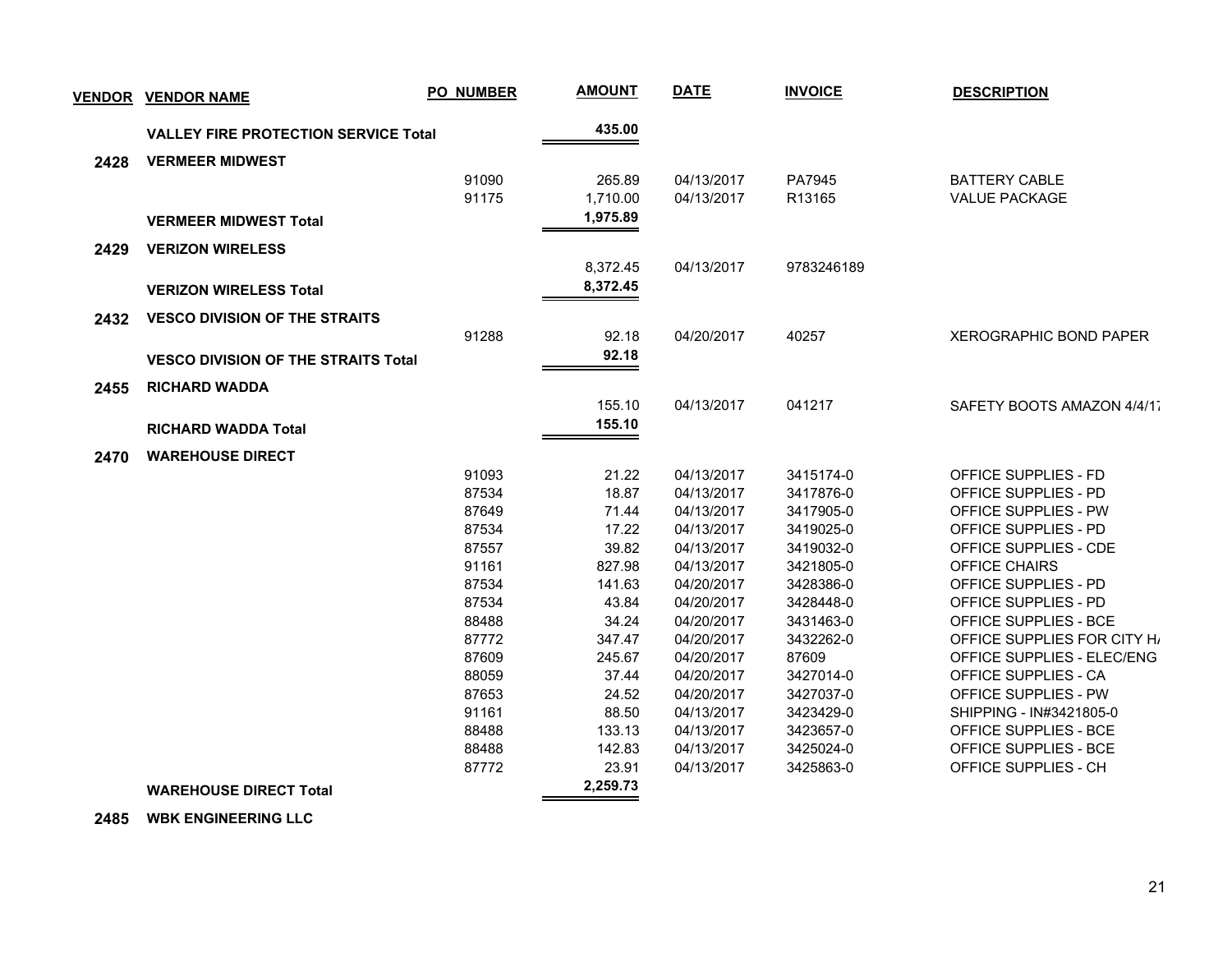| VENDOR | VENDOR NAME | PO NUMBER | AMOUNT | DATE | INVOICE | DESCRIPTION |
|---|---|---|---|---|---|---|
| | **VALLEY FIRE PROTECTION SERVICE Total** | | **435.00** | | | |
| **2428** | **VERMEER MIDWEST** | | | | | |
| | | 91090 | 265.89 | 04/13/2017 | PA7945 | BATTERY CABLE |
| | | 91175 | 1,710.00 | 04/13/2017 | R13165 | VALUE PACKAGE |
| | **VERMEER MIDWEST Total** | | **1,975.89** | | | |
| **2429** | **VERIZON WIRELESS** | | | | | |
| | | | 8,372.45 | 04/13/2017 | 9783246189 | |
| | **VERIZON WIRELESS Total** | | **8,372.45** | | | |
| **2432** | **VESCO DIVISION OF THE STRAITS** | | | | | |
| | | 91288 | 92.18 | 04/20/2017 | 40257 | XEROGRAPHIC BOND PAPER |
| | **VESCO DIVISION OF THE STRAITS Total** | | **92.18** | | | |
| **2455** | **RICHARD WADDA** | | | | | |
| | | | 155.10 | 04/13/2017 | 041217 | SAFETY BOOTS AMAZON 4/4/17 |
| | **RICHARD WADDA Total** | | **155.10** | | | |
| **2470** | **WAREHOUSE DIRECT** | | | | | |
| | | 91093 | 21.22 | 04/13/2017 | 3415174-0 | OFFICE SUPPLIES - FD |
| | | 87534 | 18.87 | 04/13/2017 | 3417876-0 | OFFICE SUPPLIES - PD |
| | | 87649 | 71.44 | 04/13/2017 | 3417905-0 | OFFICE SUPPLIES - PW |
| | | 87534 | 17.22 | 04/13/2017 | 3419025-0 | OFFICE SUPPLIES - PD |
| | | 87557 | 39.82 | 04/13/2017 | 3419032-0 | OFFICE SUPPLIES - CDE |
| | | 91161 | 827.98 | 04/13/2017 | 3421805-0 | OFFICE CHAIRS |
| | | 87534 | 141.63 | 04/20/2017 | 3428386-0 | OFFICE SUPPLIES - PD |
| | | 87534 | 43.84 | 04/20/2017 | 3428448-0 | OFFICE SUPPLIES - PD |
| | | 88488 | 34.24 | 04/20/2017 | 3431463-0 | OFFICE SUPPLIES - BCE |
| | | 87772 | 347.47 | 04/20/2017 | 3432262-0 | OFFICE SUPPLIES FOR CITY HA |
| | | 87609 | 245.67 | 04/20/2017 | 87609 | OFFICE SUPPLIES - ELEC/ENG |
| | | 88059 | 37.44 | 04/20/2017 | 3427014-0 | OFFICE SUPPLIES - CA |
| | | 87653 | 24.52 | 04/20/2017 | 3427037-0 | OFFICE SUPPLIES - PW |
| | | 91161 | 88.50 | 04/13/2017 | 3423429-0 | SHIPPING - IN#3421805-0 |
| | | 88488 | 133.13 | 04/13/2017 | 3423657-0 | OFFICE SUPPLIES - BCE |
| | | 88488 | 142.83 | 04/13/2017 | 3425024-0 | OFFICE SUPPLIES - BCE |
| | | 87772 | 23.91 | 04/13/2017 | 3425863-0 | OFFICE SUPPLIES - CH |
| | **WAREHOUSE DIRECT Total** | | **2,259.73** | | | |
| **2485** | **WBK ENGINEERING LLC** | | | | | |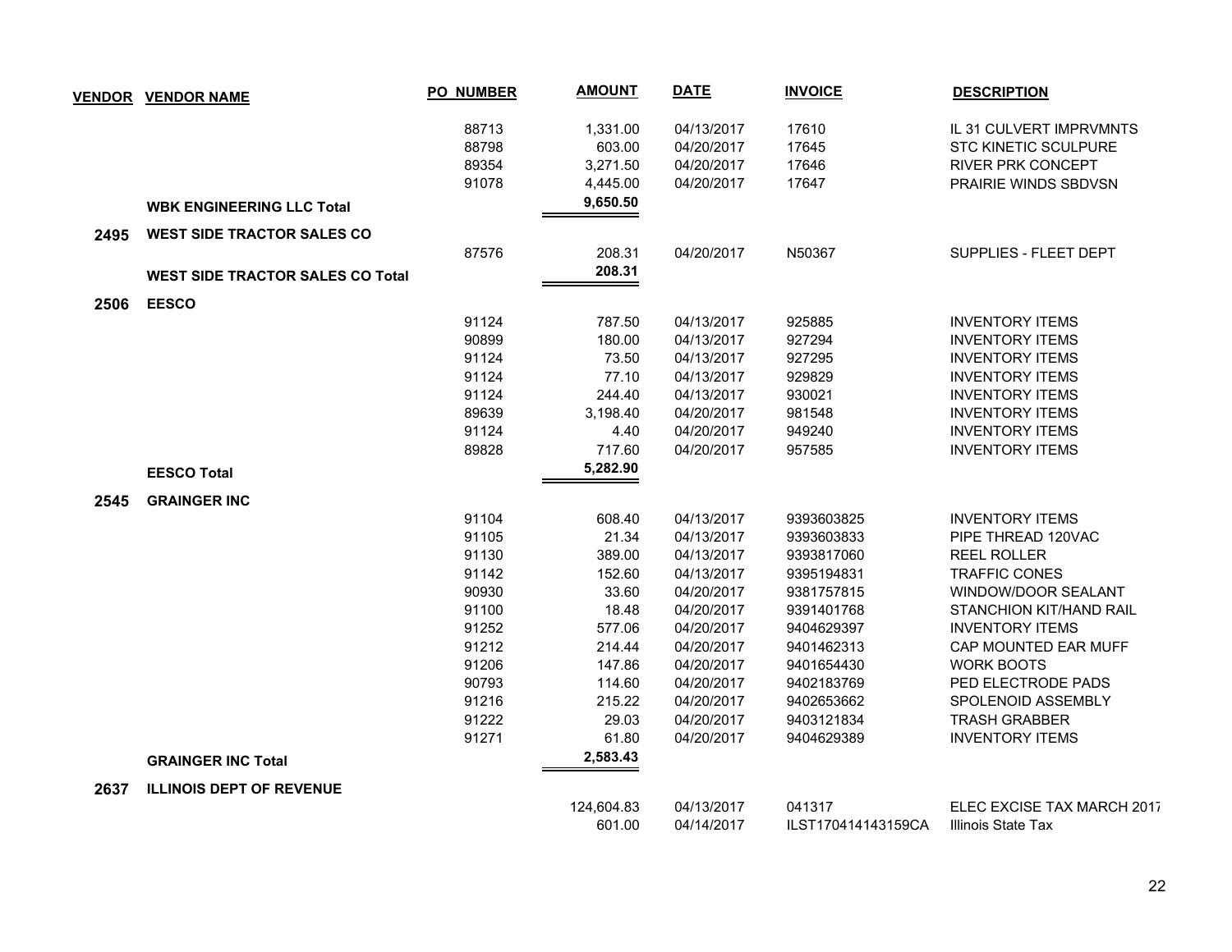| VENDOR | VENDOR NAME | PO NUMBER | AMOUNT | DATE | INVOICE | DESCRIPTION |
|---|---|---|---|---|---|---|
| | | 88713 | 1,331.00 | 04/13/2017 | 17610 | IL 31 CULVERT IMPRVMNTS |
| | | 88798 | 603.00 | 04/20/2017 | 17645 | STC KINETIC SCULPURE |
| | | 89354 | 3,271.50 | 04/20/2017 | 17646 | RIVER PRK CONCEPT |
| | | 91078 | 4,445.00 | 04/20/2017 | 17647 | PRAIRIE WINDS SBDVSN |
| | **WBK ENGINEERING LLC Total** | | **9,650.50** | | | |
| **2495** | **WEST SIDE TRACTOR SALES CO** | | | | | |
| | | 87576 | 208.31 | 04/20/2017 | N50367 | SUPPLIES - FLEET DEPT |
| | **WEST SIDE TRACTOR SALES CO Total** | | **208.31** | | | |
| **2506** | **EESCO** | | | | | |
| | | 91124 | 787.50 | 04/13/2017 | 925885 | INVENTORY ITEMS |
| | | 90899 | 180.00 | 04/13/2017 | 927294 | INVENTORY ITEMS |
| | | 91124 | 73.50 | 04/13/2017 | 927295 | INVENTORY ITEMS |
| | | 91124 | 77.10 | 04/13/2017 | 929829 | INVENTORY ITEMS |
| | | 91124 | 244.40 | 04/13/2017 | 930021 | INVENTORY ITEMS |
| | | 89639 | 3,198.40 | 04/20/2017 | 981548 | INVENTORY ITEMS |
| | | 91124 | 4.40 | 04/20/2017 | 949240 | INVENTORY ITEMS |
| | | 89828 | 717.60 | 04/20/2017 | 957585 | INVENTORY ITEMS |
| | **EESCO Total** | | **5,282.90** | | | |
| **2545** | **GRAINGER INC** | | | | | |
| | | 91104 | 608.40 | 04/13/2017 | 9393603825 | INVENTORY ITEMS |
| | | 91105 | 21.34 | 04/13/2017 | 9393603833 | PIPE THREAD 120VAC |
| | | 91130 | 389.00 | 04/13/2017 | 9393817060 | REEL ROLLER |
| | | 91142 | 152.60 | 04/13/2017 | 9395194831 | TRAFFIC CONES |
| | | 90930 | 33.60 | 04/20/2017 | 9381757815 | WINDOW/DOOR SEALANT |
| | | 91100 | 18.48 | 04/20/2017 | 9391401768 | STANCHION KIT/HAND RAIL |
| | | 91252 | 577.06 | 04/20/2017 | 9404629397 | INVENTORY ITEMS |
| | | 91212 | 214.44 | 04/20/2017 | 9401462313 | CAP MOUNTED EAR MUFF |
| | | 91206 | 147.86 | 04/20/2017 | 9401654430 | WORK BOOTS |
| | | 90793 | 114.60 | 04/20/2017 | 9402183769 | PED ELECTRODE PADS |
| | | 91216 | 215.22 | 04/20/2017 | 9402653662 | SPOLENOID ASSEMBLY |
| | | 91222 | 29.03 | 04/20/2017 | 9403121834 | TRASH GRABBER |
| | | 91271 | 61.80 | 04/20/2017 | 9404629389 | INVENTORY ITEMS |
| | **GRAINGER INC Total** | | **2,583.43** | | | |
| **2637** | **ILLINOIS DEPT OF REVENUE** | | | | | |
| | | | 124,604.83 | 04/13/2017 | 041317 | ELEC EXCISE TAX MARCH 2017 |
| | | | 601.00 | 04/14/2017 | ILST170414143159CA | Illinois State Tax |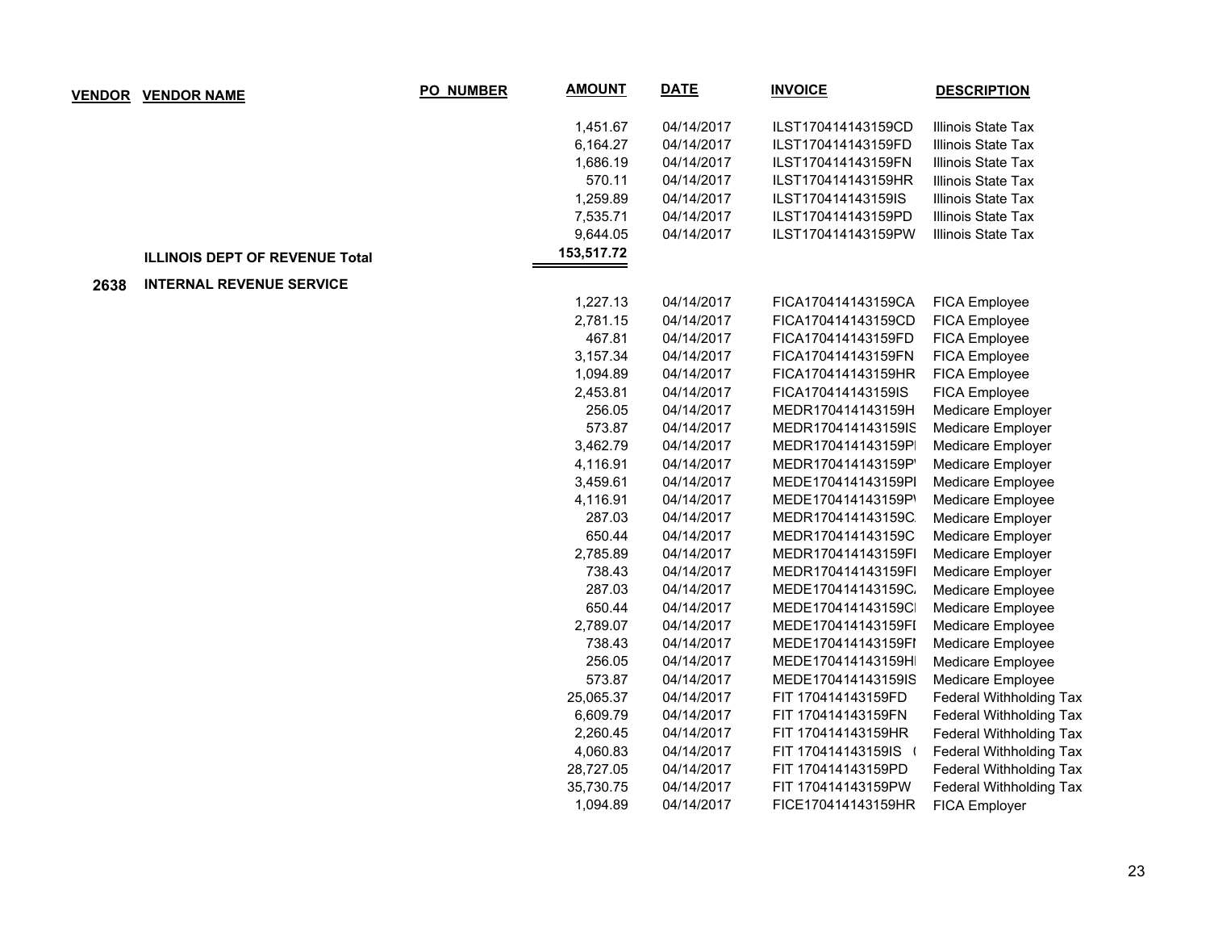| VENDOR | VENDOR NAME | PO_NUMBER | AMOUNT | DATE | INVOICE | DESCRIPTION |
|---|---|---|---|---|---|---|
| | | | 1,451.67 | 04/14/2017 | ILST170414143159CD | Illinois State Tax |
| | | | 6,164.27 | 04/14/2017 | ILST170414143159FD | Illinois State Tax |
| | | | 1,686.19 | 04/14/2017 | ILST170414143159FN | Illinois State Tax |
| | | | 570.11 | 04/14/2017 | ILST170414143159HR | Illinois State Tax |
| | | | 1,259.89 | 04/14/2017 | ILST170414143159IS | Illinois State Tax |
| | | | 7,535.71 | 04/14/2017 | ILST170414143159PD | Illinois State Tax |
| | | | 9,644.05 | 04/14/2017 | ILST170414143159PW | Illinois State Tax |
| | **ILLINOIS DEPT OF REVENUE Total** | | **153,517.72** | | | |
| **2638** | **INTERNAL REVENUE SERVICE** | | | | | |
| | | | 1,227.13 | 04/14/2017 | FICA170414143159CA | FICA Employee |
| | | | 2,781.15 | 04/14/2017 | FICA170414143159CD | FICA Employee |
| | | | 467.81 | 04/14/2017 | FICA170414143159FD | FICA Employee |
| | | | 3,157.34 | 04/14/2017 | FICA170414143159FN | FICA Employee |
| | | | 1,094.89 | 04/14/2017 | FICA170414143159HR | FICA Employee |
| | | | 2,453.81 | 04/14/2017 | FICA170414143159IS | FICA Employee |
| | | | 256.05 | 04/14/2017 | MEDR170414143159H | Medicare Employer |
| | | | 573.87 | 04/14/2017 | MEDR170414143159IS | Medicare Employer |
| | | | 3,462.79 | 04/14/2017 | MEDR170414143159PI | Medicare Employer |
| | | | 4,116.91 | 04/14/2017 | MEDR170414143159P' | Medicare Employer |
| | | | 3,459.61 | 04/14/2017 | MEDE170414143159PI | Medicare Employee |
| | | | 4,116.91 | 04/14/2017 | MEDE170414143159P' | Medicare Employee |
| | | | 287.03 | 04/14/2017 | MEDR170414143159C. | Medicare Employer |
| | | | 650.44 | 04/14/2017 | MEDR170414143159C | Medicare Employer |
| | | | 2,785.89 | 04/14/2017 | MEDR170414143159FI | Medicare Employer |
| | | | 738.43 | 04/14/2017 | MEDR170414143159FI | Medicare Employer |
| | | | 287.03 | 04/14/2017 | MEDE170414143159C. | Medicare Employee |
| | | | 650.44 | 04/14/2017 | MEDE170414143159CI | Medicare Employee |
| | | | 2,789.07 | 04/14/2017 | MEDE170414143159FI | Medicare Employee |
| | | | 738.43 | 04/14/2017 | MEDE170414143159FI | Medicare Employee |
| | | | 256.05 | 04/14/2017 | MEDE170414143159HI | Medicare Employee |
| | | | 573.87 | 04/14/2017 | MEDE170414143159IS | Medicare Employee |
| | | | 25,065.37 | 04/14/2017 | FIT 170414143159FD | Federal Withholding Tax |
| | | | 6,609.79 | 04/14/2017 | FIT 170414143159FN | Federal Withholding Tax |
| | | | 2,260.45 | 04/14/2017 | FIT 170414143159HR | Federal Withholding Tax |
| | | | 4,060.83 | 04/14/2017 | FIT 170414143159IS ( | Federal Withholding Tax |
| | | | 28,727.05 | 04/14/2017 | FIT 170414143159PD | Federal Withholding Tax |
| | | | 35,730.75 | 04/14/2017 | FIT 170414143159PW | Federal Withholding Tax |
| | | | 1,094.89 | 04/14/2017 | FICE170414143159HR | FICA Employer |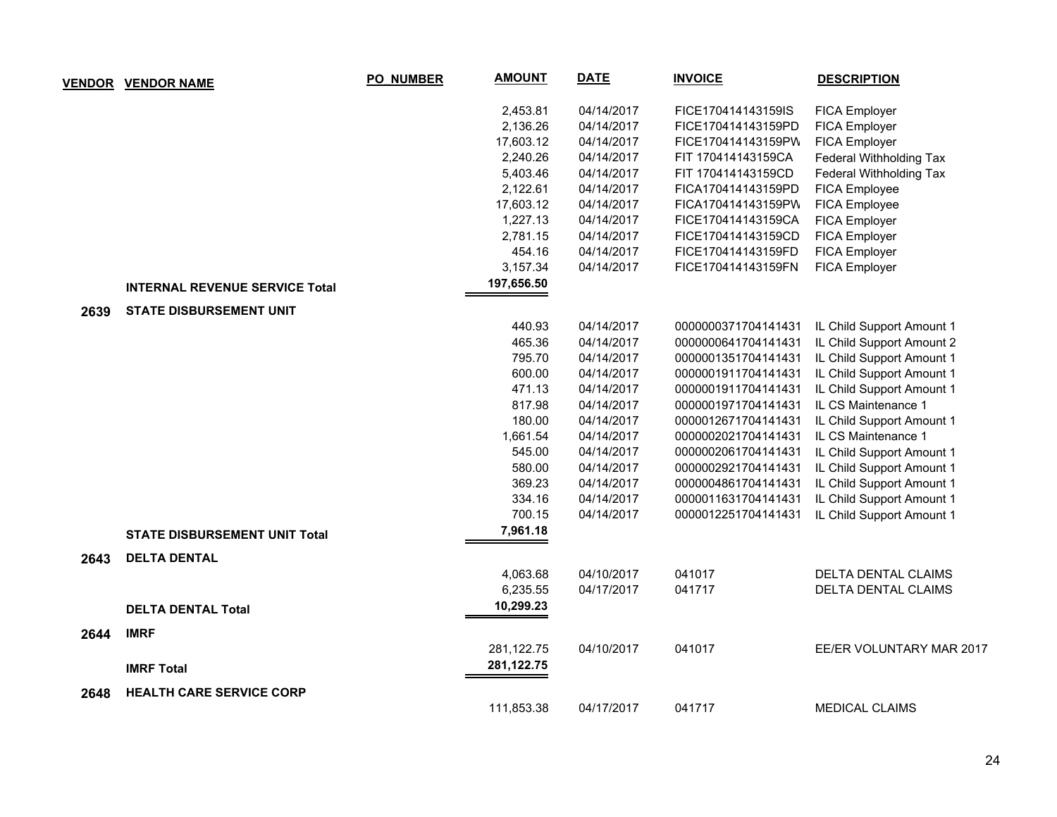| VENDOR | VENDOR NAME | PO_NUMBER | AMOUNT | DATE | INVOICE | DESCRIPTION |
|---|---|---|---|---|---|---|
| | | | 2,453.81 | 04/14/2017 | FICE170414143159IS | FICA Employer |
| | | | 2,136.26 | 04/14/2017 | FICE170414143159PD | FICA Employer |
| | | | 17,603.12 | 04/14/2017 | FICE170414143159PW | FICA Employer |
| | | | 2,240.26 | 04/14/2017 | FIT 170414143159CA | Federal Withholding Tax |
| | | | 5,403.46 | 04/14/2017 | FIT 170414143159CD | Federal Withholding Tax |
| | | | 2,122.61 | 04/14/2017 | FICA170414143159PD | FICA Employee |
| | | | 17,603.12 | 04/14/2017 | FICA170414143159PW | FICA Employee |
| | | | 1,227.13 | 04/14/2017 | FICE170414143159CA | FICA Employer |
| | | | 2,781.15 | 04/14/2017 | FICE170414143159CD | FICA Employer |
| | | | 454.16 | 04/14/2017 | FICE170414143159FD | FICA Employer |
| | | | 3,157.34 | 04/14/2017 | FICE170414143159FN | FICA Employer |
| | **INTERNAL REVENUE SERVICE Total** | | **197,656.50** | | | |
| **2639** | **STATE DISBURSEMENT UNIT** | | | | | |
| | | | 440.93 | 04/14/2017 | 0000000371704141431 | IL Child Support Amount 1 |
| | | | 465.36 | 04/14/2017 | 0000000641704141431 | IL Child Support Amount 2 |
| | | | 795.70 | 04/14/2017 | 0000001351704141431 | IL Child Support Amount 1 |
| | | | 600.00 | 04/14/2017 | 0000001911704141431 | IL Child Support Amount 1 |
| | | | 471.13 | 04/14/2017 | 0000001911704141431 | IL Child Support Amount 1 |
| | | | 817.98 | 04/14/2017 | 0000001971704141431 | IL CS Maintenance 1 |
| | | | 180.00 | 04/14/2017 | 0000012671704141431 | IL Child Support Amount 1 |
| | | | 1,661.54 | 04/14/2017 | 0000002021704141431 | IL CS Maintenance 1 |
| | | | 545.00 | 04/14/2017 | 0000002061704141431 | IL Child Support Amount 1 |
| | | | 580.00 | 04/14/2017 | 0000002921704141431 | IL Child Support Amount 1 |
| | | | 369.23 | 04/14/2017 | 0000004861704141431 | IL Child Support Amount 1 |
| | | | 334.16 | 04/14/2017 | 0000011631704141431 | IL Child Support Amount 1 |
| | | | 700.15 | 04/14/2017 | 0000012251704141431 | IL Child Support Amount 1 |
| | **STATE DISBURSEMENT UNIT Total** | | **7,961.18** | | | |
| **2643** | **DELTA DENTAL** | | | | | |
| | | | 4,063.68 | 04/10/2017 | 041017 | DELTA DENTAL CLAIMS |
| | | | 6,235.55 | 04/17/2017 | 041717 | DELTA DENTAL CLAIMS |
| | **DELTA DENTAL Total** | | **10,299.23** | | | |
| **2644** | **IMRF** | | | | | |
| | | | 281,122.75 | 04/10/2017 | 041017 | EE/ER VOLUNTARY MAR 2017 |
| | **IMRF Total** | | **281,122.75** | | | |
| **2648** | **HEALTH CARE SERVICE CORP** | | | | | |
| | | | 111,853.38 | 04/17/2017 | 041717 | MEDICAL CLAIMS |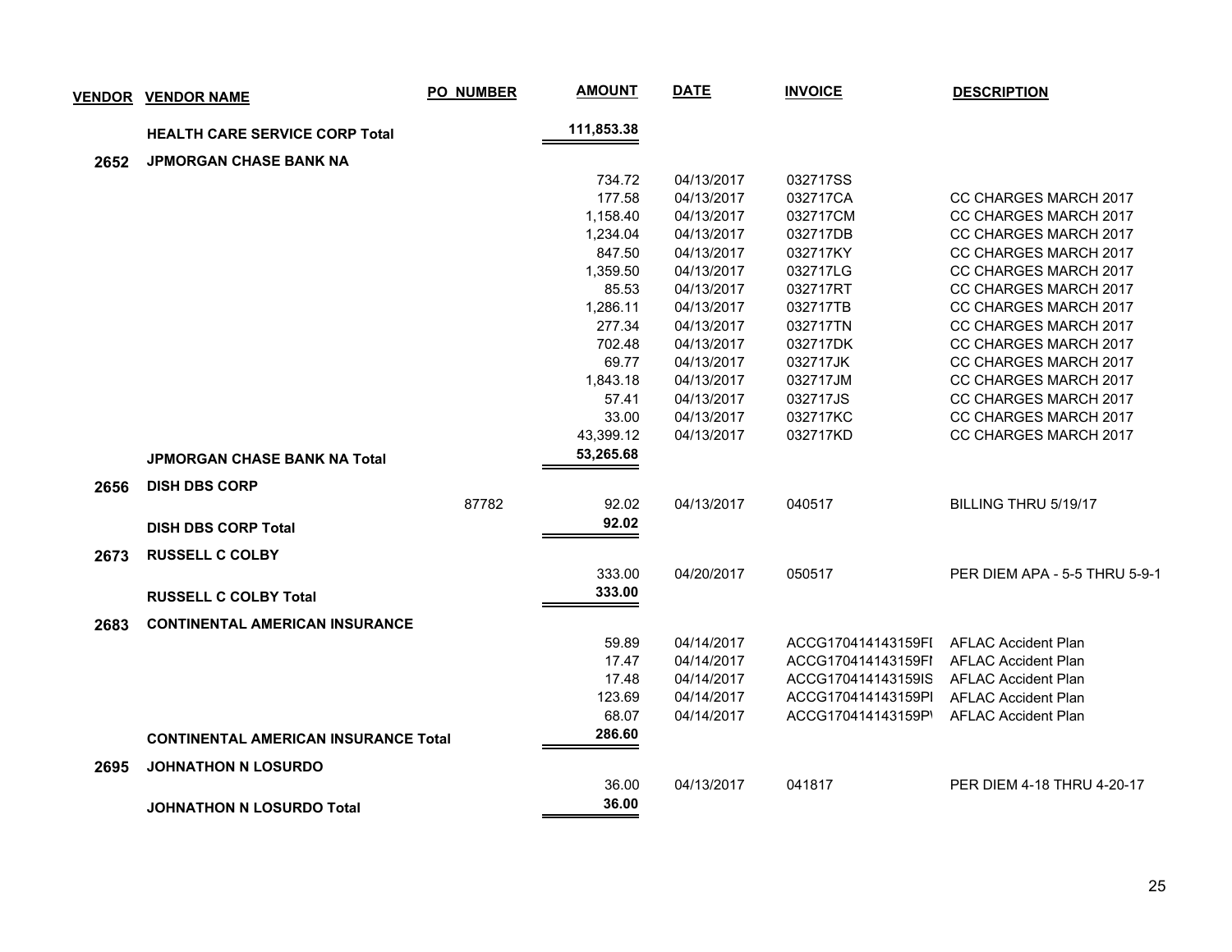| VENDOR | VENDOR NAME | PO NUMBER | AMOUNT | DATE | INVOICE | DESCRIPTION |
|---|---|---|---|---|---|---|
| | **HEALTH CARE SERVICE CORP Total** | | **111,853.38** | | | |
| **2652** | **JPMORGAN CHASE BANK NA** | | | | | |
| | | | 734.72 | 04/13/2017 | 032717SS | |
| | | | 177.58 | 04/13/2017 | 032717CA | CC CHARGES MARCH 2017 |
| | | | 1,158.40 | 04/13/2017 | 032717CM | CC CHARGES MARCH 2017 |
| | | | 1,234.04 | 04/13/2017 | 032717DB | CC CHARGES MARCH 2017 |
| | | | 847.50 | 04/13/2017 | 032717KY | CC CHARGES MARCH 2017 |
| | | | 1,359.50 | 04/13/2017 | 032717LG | CC CHARGES MARCH 2017 |
| | | | 85.53 | 04/13/2017 | 032717RT | CC CHARGES MARCH 2017 |
| | | | 1,286.11 | 04/13/2017 | 032717TB | CC CHARGES MARCH 2017 |
| | | | 277.34 | 04/13/2017 | 032717TN | CC CHARGES MARCH 2017 |
| | | | 702.48 | 04/13/2017 | 032717DK | CC CHARGES MARCH 2017 |
| | | | 69.77 | 04/13/2017 | 032717JK | CC CHARGES MARCH 2017 |
| | | | 1,843.18 | 04/13/2017 | 032717JM | CC CHARGES MARCH 2017 |
| | | | 57.41 | 04/13/2017 | 032717JS | CC CHARGES MARCH 2017 |
| | | | 33.00 | 04/13/2017 | 032717KC | CC CHARGES MARCH 2017 |
| | | | 43,399.12 | 04/13/2017 | 032717KD | CC CHARGES MARCH 2017 |
| | **JPMORGAN CHASE BANK NA Total** | | **53,265.68** | | | |
| **2656** | **DISH DBS CORP** | | | | | |
| | | 87782 | 92.02 | 04/13/2017 | 040517 | BILLING THRU 5/19/17 |
| | **DISH DBS CORP Total** | | **92.02** | | | |
| **2673** | **RUSSELL C COLBY** | | | | | |
| | | | 333.00 | 04/20/2017 | 050517 | PER DIEM APA - 5-5 THRU 5-9-1 |
| | **RUSSELL C COLBY Total** | | **333.00** | | | |
| **2683** | **CONTINENTAL AMERICAN INSURANCE** | | | | | |
| | | | 59.89 | 04/14/2017 | ACCG170414143159FI | AFLAC Accident Plan |
| | | | 17.47 | 04/14/2017 | ACCG170414143159FI | AFLAC Accident Plan |
| | | | 17.48 | 04/14/2017 | ACCG170414143159IS | AFLAC Accident Plan |
| | | | 123.69 | 04/14/2017 | ACCG170414143159PI | AFLAC Accident Plan |
| | | | 68.07 | 04/14/2017 | ACCG170414143159PV | AFLAC Accident Plan |
| | **CONTINENTAL AMERICAN INSURANCE Total** | | **286.60** | | | |
| **2695** | **JOHNATHON N LOSURDO** | | | | | |
| | | | 36.00 | 04/13/2017 | 041817 | PER DIEM 4-18 THRU 4-20-17 |
| | **JOHNATHON N LOSURDO Total** | | **36.00** | | | |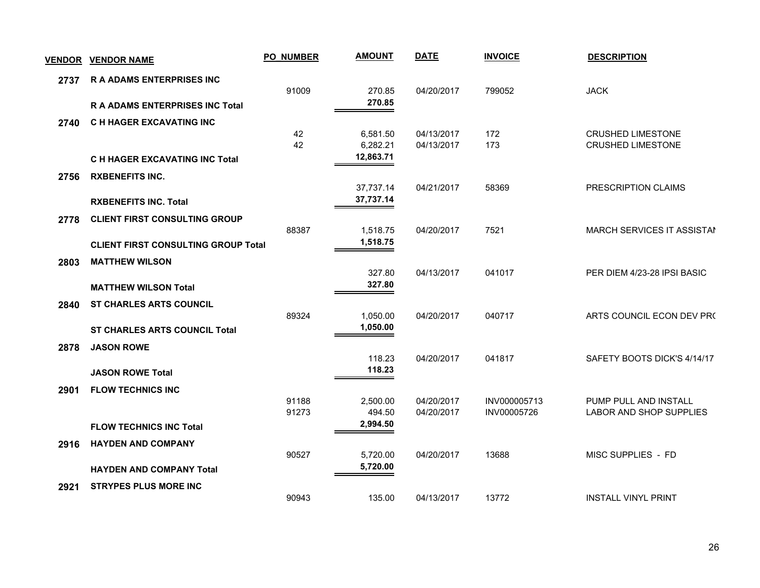| VENDOR | VENDOR NAME | PO NUMBER | AMOUNT | DATE | INVOICE | DESCRIPTION |
|---|---|---|---|---|---|---|
| **2737** | **R A ADAMS ENTERPRISES INC** | | | | | |
| | | 91009 | 270.85 | 04/20/2017 | 799052 | JACK |
| | **R A ADAMS ENTERPRISES INC Total** | | **270.85** | | | |
| **2740** | **C H HAGER EXCAVATING INC** | | | | | |
| | | 42 | 6,581.50 | 04/13/2017 | 172 | CRUSHED LIMESTONE |
| | | 42 | 6,282.21 | 04/13/2017 | 173 | CRUSHED LIMESTONE |
| | **C H HAGER EXCAVATING INC Total** | | **12,863.71** | | | |
| **2756** | **RXBENEFITS INC.** | | | | | |
| | | | 37,737.14 | 04/21/2017 | 58369 | PRESCRIPTION CLAIMS |
| | **RXBENEFITS INC. Total** | | **37,737.14** | | | |
| **2778** | **CLIENT FIRST CONSULTING GROUP** | | | | | |
| | | 88387 | 1,518.75 | 04/20/2017 | 7521 | MARCH SERVICES IT ASSISTAN |
| | **CLIENT FIRST CONSULTING GROUP Total** | | **1,518.75** | | | |
| **2803** | **MATTHEW WILSON** | | | | | |
| | | | 327.80 | 04/13/2017 | 041017 | PER DIEM 4/23-28 IPSI BASIC |
| | **MATTHEW WILSON Total** | | **327.80** | | | |
| **2840** | **ST CHARLES ARTS COUNCIL** | | | | | |
| | | 89324 | 1,050.00 | 04/20/2017 | 040717 | ARTS COUNCIL ECON DEV PRO |
| | **ST CHARLES ARTS COUNCIL Total** | | **1,050.00** | | | |
| **2878** | **JASON ROWE** | | | | | |
| | | | 118.23 | 04/20/2017 | 041817 | SAFETY BOOTS DICK'S 4/14/17 |
| | **JASON ROWE Total** | | **118.23** | | | |
| **2901** | **FLOW TECHNICS INC** | | | | | |
| | | 91188 | 2,500.00 | 04/20/2017 | INV000005713 | PUMP PULL AND INSTALL |
| | | 91273 | 494.50 | 04/20/2017 | INV00005726 | LABOR AND SHOP SUPPLIES |
| | **FLOW TECHNICS INC Total** | | **2,994.50** | | | |
| **2916** | **HAYDEN AND COMPANY** | | | | | |
| | | 90527 | 5,720.00 | 04/20/2017 | 13688 | MISC SUPPLIES - FD |
| | **HAYDEN AND COMPANY Total** | | **5,720.00** | | | |
| **2921** | **STRYPES PLUS MORE INC** | | | | | |
| | | 90943 | 135.00 | 04/13/2017 | 13772 | INSTALL VINYL PRINT |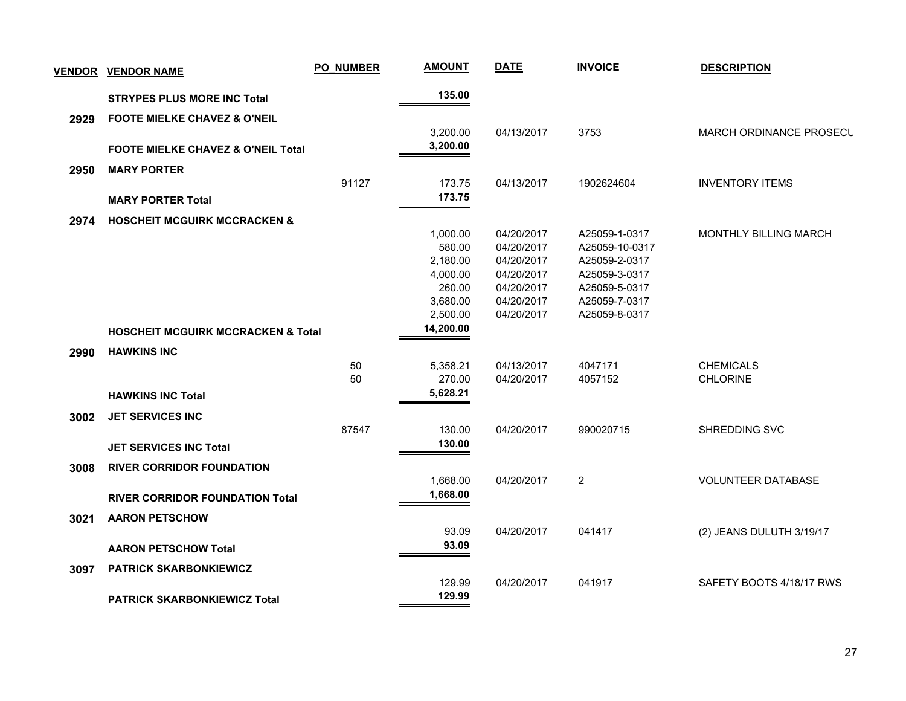| VENDOR | VENDOR NAME | PO NUMBER | AMOUNT | DATE | INVOICE | DESCRIPTION |
|---|---|---|---|---|---|---|
| | **STRYPES PLUS MORE INC Total** | | **135.00** | | | |
| **2929** | **FOOTE MIELKE CHAVEZ & O'NEIL** | | | | | |
| | | | 3,200.00 | 04/13/2017 | 3753 | MARCH ORDINANCE PROSECU |
| | **FOOTE MIELKE CHAVEZ & O'NEIL Total** | | **3,200.00** | | | |
| **2950** | **MARY PORTER** | | | | | |
| | | 91127 | 173.75 | 04/13/2017 | 1902624604 | INVENTORY ITEMS |
| | **MARY PORTER Total** | | **173.75** | | | |
| **2974** | **HOSCHEIT MCGUIRK MCCRACKEN &** | | | | | |
| | | | 1,000.00 | 04/20/2017 | A25059-1-0317 | MONTHLY BILLING MARCH |
| | | | 580.00 | 04/20/2017 | A25059-10-0317 | |
| | | | 2,180.00 | 04/20/2017 | A25059-2-0317 | |
| | | | 4,000.00 | 04/20/2017 | A25059-3-0317 | |
| | | | 260.00 | 04/20/2017 | A25059-5-0317 | |
| | | | 3,680.00 | 04/20/2017 | A25059-7-0317 | |
| | | | 2,500.00 | 04/20/2017 | A25059-8-0317 | |
| | **HOSCHEIT MCGUIRK MCCRACKEN & Total** | | **14,200.00** | | | |
| **2990** | **HAWKINS INC** | | | | | |
| | | 50 | 5,358.21 | 04/13/2017 | 4047171 | CHEMICALS |
| | | 50 | 270.00 | 04/20/2017 | 4057152 | CHLORINE |
| | **HAWKINS INC Total** | | **5,628.21** | | | |
| **3002** | **JET SERVICES INC** | | | | | |
| | | 87547 | 130.00 | 04/20/2017 | 990020715 | SHREDDING SVC |
| | **JET SERVICES INC Total** | | **130.00** | | | |
| **3008** | **RIVER CORRIDOR FOUNDATION** | | | | | |
| | | | 1,668.00 | 04/20/2017 | 2 | VOLUNTEER DATABASE |
| | **RIVER CORRIDOR FOUNDATION Total** | | **1,668.00** | | | |
| **3021** | **AARON PETSCHOW** | | | | | |
| | | | 93.09 | 04/20/2017 | 041417 | (2) JEANS DULUTH 3/19/17 |
| | **AARON PETSCHOW Total** | | **93.09** | | | |
| **3097** | **PATRICK SKARBONKIEWICZ** | | | | | |
| | | | 129.99 | 04/20/2017 | 041917 | SAFETY BOOTS 4/18/17 RWS |
| | **PATRICK SKARBONKIEWICZ Total** | | **129.99** | | | |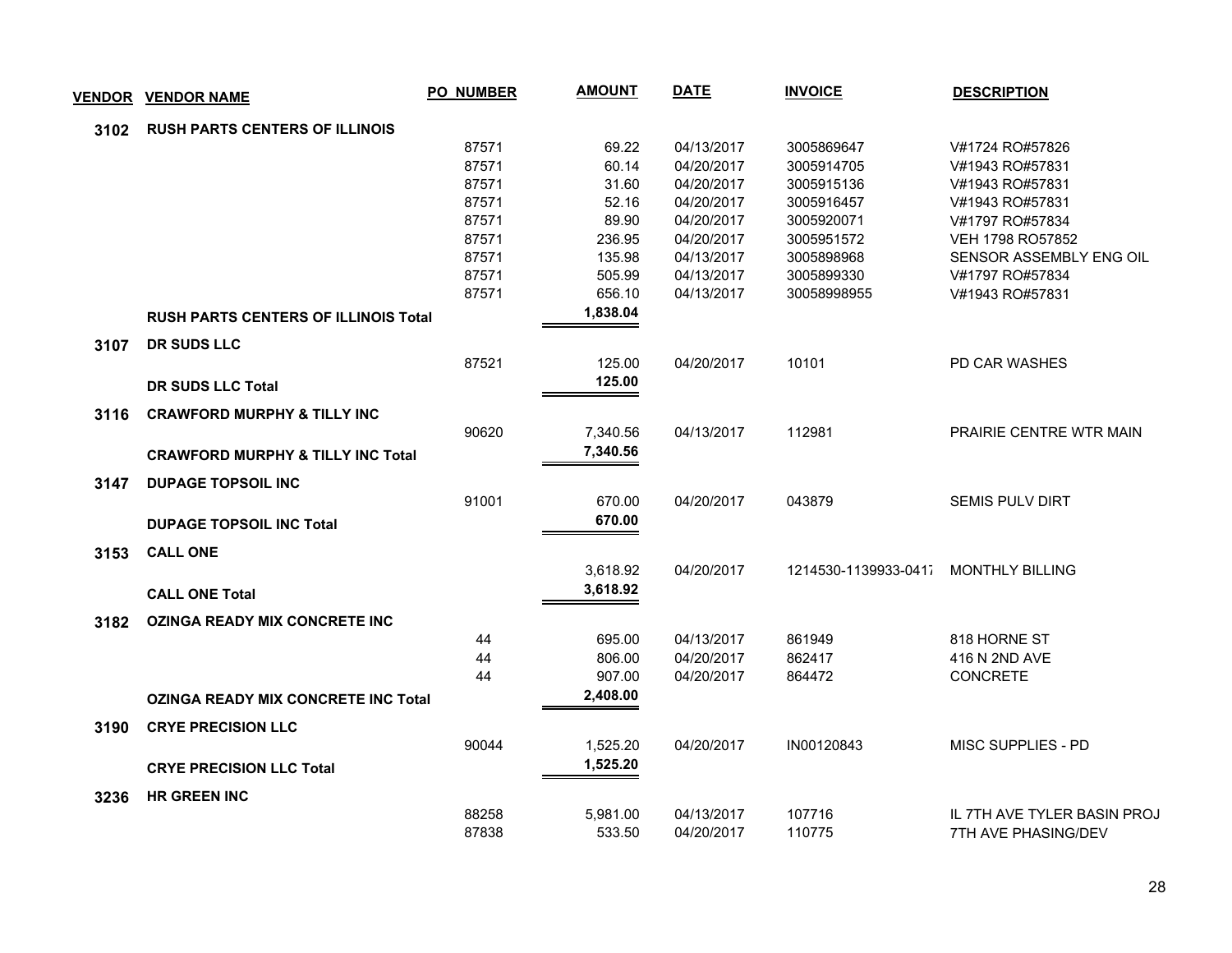| VENDOR | VENDOR NAME | PO_NUMBER | AMOUNT | DATE | INVOICE | DESCRIPTION |
|---|---|---|---|---|---|---|
| 3102 | RUSH PARTS CENTERS OF ILLINOIS | | | | | |
| | | 87571 | 69.22 | 04/13/2017 | 3005869647 | V#1724 RO#57826 |
| | | 87571 | 60.14 | 04/20/2017 | 3005914705 | V#1943 RO#57831 |
| | | 87571 | 31.60 | 04/20/2017 | 3005915136 | V#1943 RO#57831 |
| | | 87571 | 52.16 | 04/20/2017 | 3005916457 | V#1943 RO#57831 |
| | | 87571 | 89.90 | 04/20/2017 | 3005920071 | V#1797 RO#57834 |
| | | 87571 | 236.95 | 04/20/2017 | 3005951572 | VEH 1798 RO57852 |
| | | 87571 | 135.98 | 04/13/2017 | 3005898968 | SENSOR ASSEMBLY ENG OIL |
| | | 87571 | 505.99 | 04/13/2017 | 3005899330 | V#1797 RO#57834 |
| | | 87571 | 656.10 | 04/13/2017 | 30058998955 | V#1943 RO#57831 |
| | RUSH PARTS CENTERS OF ILLINOIS Total | | 1,838.04 | | | |
| 3107 | DR SUDS LLC | | | | | |
| | | 87521 | 125.00 | 04/20/2017 | 10101 | PD CAR WASHES |
| | DR SUDS LLC Total | | 125.00 | | | |
| 3116 | CRAWFORD MURPHY & TILLY INC | | | | | |
| | | 90620 | 7,340.56 | 04/13/2017 | 112981 | PRAIRIE CENTRE WTR MAIN |
| | CRAWFORD MURPHY & TILLY INC Total | | 7,340.56 | | | |
| 3147 | DUPAGE TOPSOIL INC | | | | | |
| | | 91001 | 670.00 | 04/20/2017 | 043879 | SEMIS PULV DIRT |
| | DUPAGE TOPSOIL INC Total | | 670.00 | | | |
| 3153 | CALL ONE | | | | | |
| | | | 3,618.92 | 04/20/2017 | 1214530-1139933-0417 | MONTHLY BILLING |
| | CALL ONE Total | | 3,618.92 | | | |
| 3182 | OZINGA READY MIX CONCRETE INC | | | | | |
| | | 44 | 695.00 | 04/13/2017 | 861949 | 818 HORNE ST |
| | | 44 | 806.00 | 04/20/2017 | 862417 | 416 N 2ND AVE |
| | | 44 | 907.00 | 04/20/2017 | 864472 | CONCRETE |
| | OZINGA READY MIX CONCRETE INC Total | | 2,408.00 | | | |
| 3190 | CRYE PRECISION LLC | | | | | |
| | | 90044 | 1,525.20 | 04/20/2017 | IN00120843 | MISC SUPPLIES - PD |
| | CRYE PRECISION LLC Total | | 1,525.20 | | | |
| 3236 | HR GREEN INC | | | | | |
| | | 88258 | 5,981.00 | 04/13/2017 | 107716 | IL 7TH AVE TYLER BASIN PROJ |
| | | 87838 | 533.50 | 04/20/2017 | 110775 | 7TH AVE PHASING/DEV |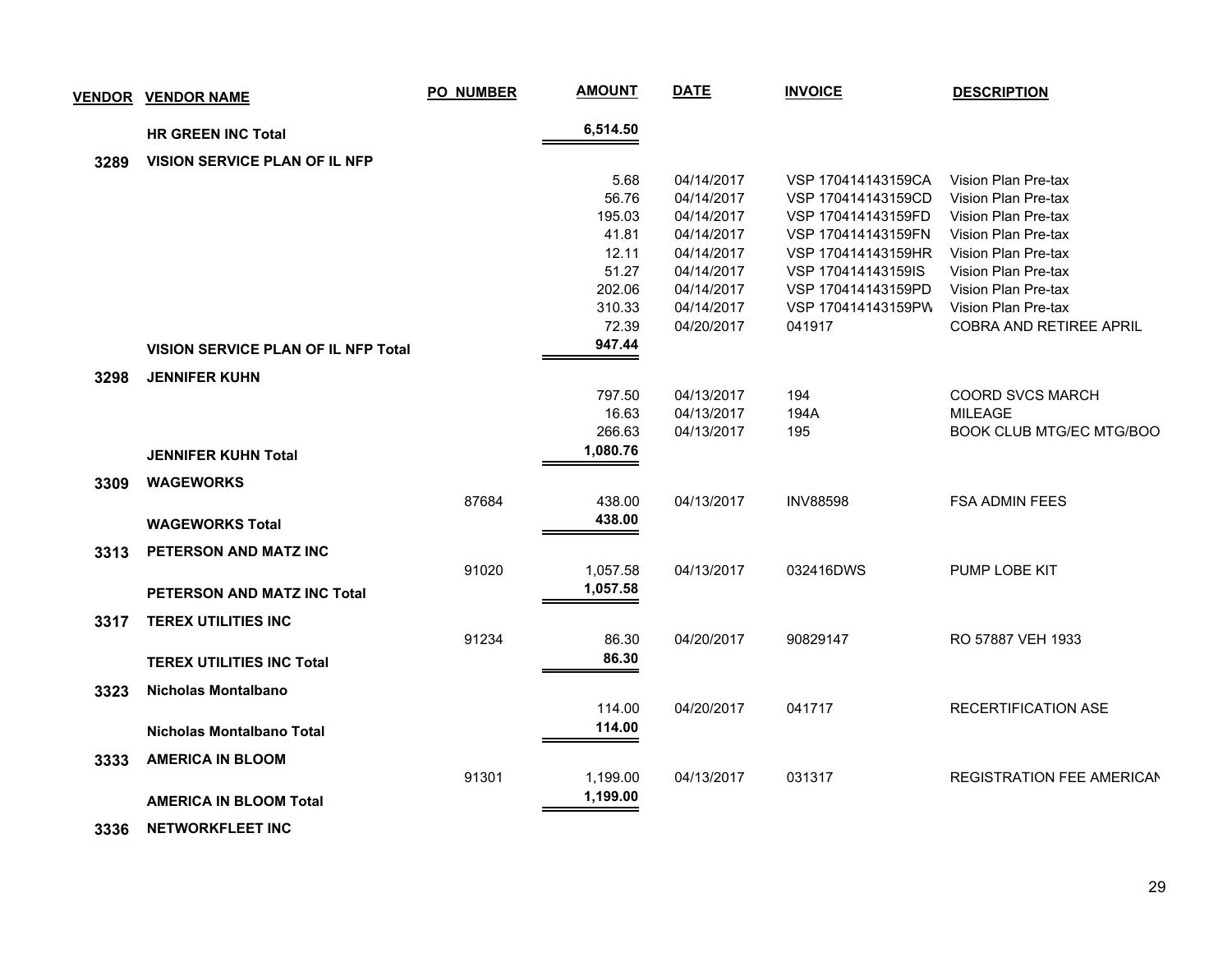| VENDOR | VENDOR NAME | PO NUMBER | AMOUNT | DATE | INVOICE | DESCRIPTION |
|---|---|---|---|---|---|---|
| | **HR GREEN INC Total** | | **6,514.50** | | | |
| **3289** | **VISION SERVICE PLAN OF IL NFP** | | | | | |
| | | | 5.68 | 04/14/2017 | VSP 170414143159CA | Vision Plan Pre-tax |
| | | | 56.76 | 04/14/2017 | VSP 170414143159CD | Vision Plan Pre-tax |
| | | | 195.03 | 04/14/2017 | VSP 170414143159FD | Vision Plan Pre-tax |
| | | | 41.81 | 04/14/2017 | VSP 170414143159FN | Vision Plan Pre-tax |
| | | | 12.11 | 04/14/2017 | VSP 170414143159HR | Vision Plan Pre-tax |
| | | | 51.27 | 04/14/2017 | VSP 170414143159IS | Vision Plan Pre-tax |
| | | | 202.06 | 04/14/2017 | VSP 170414143159PD | Vision Plan Pre-tax |
| | | | 310.33 | 04/14/2017 | VSP 170414143159PW | Vision Plan Pre-tax |
| | | | 72.39 | 04/20/2017 | 041917 | COBRA AND RETIREE APRIL |
| | **VISION SERVICE PLAN OF IL NFP Total** | | **947.44** | | | |
| **3298** | **JENNIFER KUHN** | | | | | |
| | | | 797.50 | 04/13/2017 | 194 | COORD SVCS MARCH |
| | | | 16.63 | 04/13/2017 | 194A | MILEAGE |
| | | | 266.63 | 04/13/2017 | 195 | BOOK CLUB MTG/EC MTG/BOO |
| | **JENNIFER KUHN Total** | | **1,080.76** | | | |
| **3309** | **WAGEWORKS** | | | | | |
| | | 87684 | 438.00 | 04/13/2017 | INV88598 | FSA ADMIN FEES |
| | **WAGEWORKS Total** | | **438.00** | | | |
| **3313** | **PETERSON AND MATZ INC** | | | | | |
| | | 91020 | 1,057.58 | 04/13/2017 | 032416DWS | PUMP LOBE KIT |
| | **PETERSON AND MATZ INC Total** | | **1,057.58** | | | |
| **3317** | **TEREX UTILITIES INC** | | | | | |
| | | 91234 | 86.30 | 04/20/2017 | 90829147 | RO 57887 VEH 1933 |
| | **TEREX UTILITIES INC Total** | | **86.30** | | | |
| **3323** | **Nicholas Montalbano** | | | | | |
| | | | 114.00 | 04/20/2017 | 041717 | RECERTIFICATION ASE |
| | **Nicholas Montalbano Total** | | **114.00** | | | |
| **3333** | **AMERICA IN BLOOM** | | | | | |
| | | 91301 | 1,199.00 | 04/13/2017 | 031317 | REGISTRATION FEE AMERICAN |
| | **AMERICA IN BLOOM Total** | | **1,199.00** | | | |
| **3336** | **NETWORKFLEET INC** | | | | | |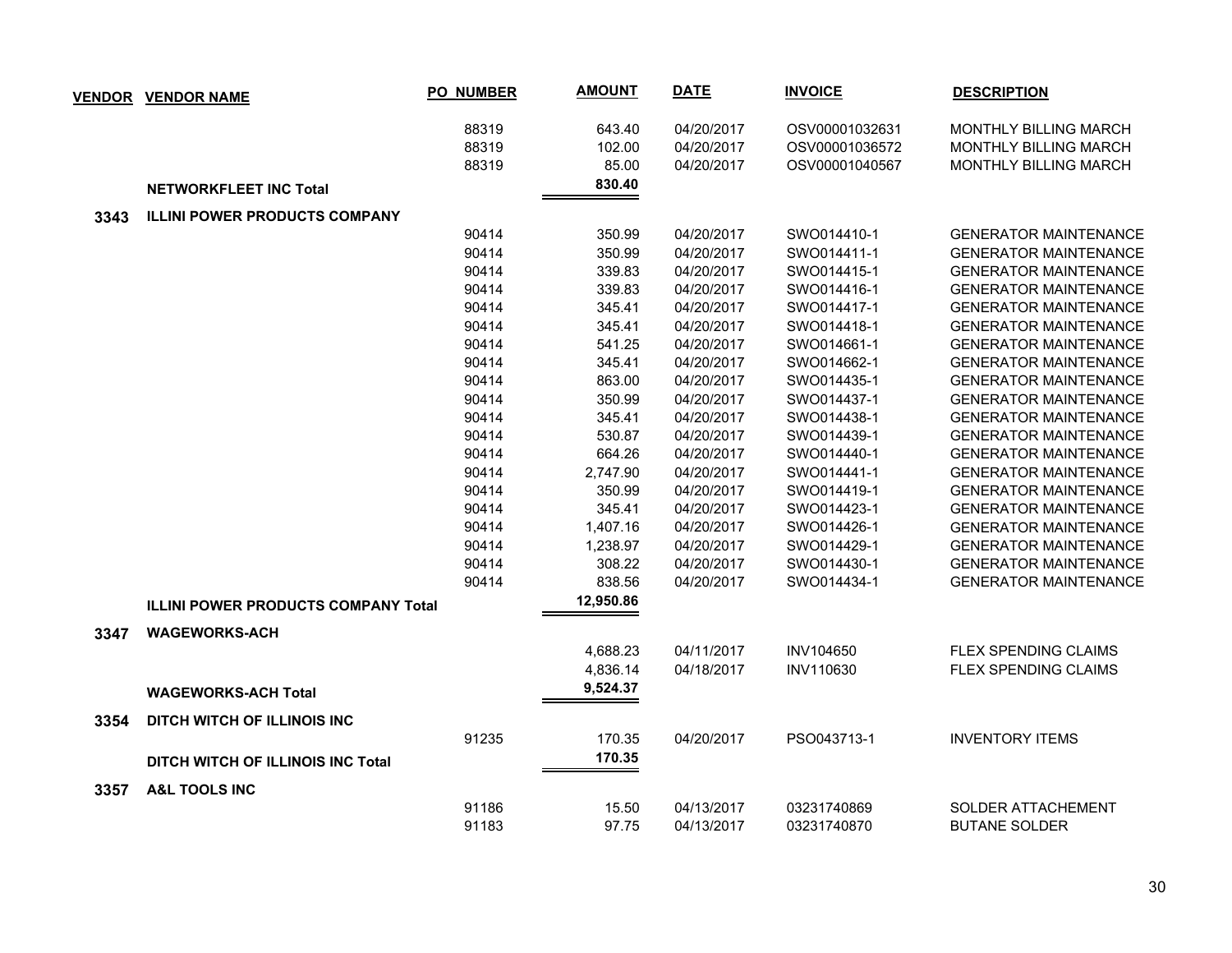| VENDOR | VENDOR NAME | PO_NUMBER | AMOUNT | DATE | INVOICE | DESCRIPTION |
|---|---|---|---|---|---|---|
| | | 88319 | 643.40 | 04/20/2017 | OSV00001032631 | MONTHLY BILLING MARCH |
| | | 88319 | 102.00 | 04/20/2017 | OSV00001036572 | MONTHLY BILLING MARCH |
| | | 88319 | 85.00 | 04/20/2017 | OSV00001040567 | MONTHLY BILLING MARCH |
| | **NETWORKFLEET INC Total** | | **830.40** | | | |
| **3343** | **ILLINI POWER PRODUCTS COMPANY** | | | | | |
| | | 90414 | 350.99 | 04/20/2017 | SWO014410-1 | GENERATOR MAINTENANCE |
| | | 90414 | 350.99 | 04/20/2017 | SWO014411-1 | GENERATOR MAINTENANCE |
| | | 90414 | 339.83 | 04/20/2017 | SWO014415-1 | GENERATOR MAINTENANCE |
| | | 90414 | 339.83 | 04/20/2017 | SWO014416-1 | GENERATOR MAINTENANCE |
| | | 90414 | 345.41 | 04/20/2017 | SWO014417-1 | GENERATOR MAINTENANCE |
| | | 90414 | 345.41 | 04/20/2017 | SWO014418-1 | GENERATOR MAINTENANCE |
| | | 90414 | 541.25 | 04/20/2017 | SWO014661-1 | GENERATOR MAINTENANCE |
| | | 90414 | 345.41 | 04/20/2017 | SWO014662-1 | GENERATOR MAINTENANCE |
| | | 90414 | 863.00 | 04/20/2017 | SWO014435-1 | GENERATOR MAINTENANCE |
| | | 90414 | 350.99 | 04/20/2017 | SWO014437-1 | GENERATOR MAINTENANCE |
| | | 90414 | 345.41 | 04/20/2017 | SWO014438-1 | GENERATOR MAINTENANCE |
| | | 90414 | 530.87 | 04/20/2017 | SWO014439-1 | GENERATOR MAINTENANCE |
| | | 90414 | 664.26 | 04/20/2017 | SWO014440-1 | GENERATOR MAINTENANCE |
| | | 90414 | 2,747.90 | 04/20/2017 | SWO014441-1 | GENERATOR MAINTENANCE |
| | | 90414 | 350.99 | 04/20/2017 | SWO014419-1 | GENERATOR MAINTENANCE |
| | | 90414 | 345.41 | 04/20/2017 | SWO014423-1 | GENERATOR MAINTENANCE |
| | | 90414 | 1,407.16 | 04/20/2017 | SWO014426-1 | GENERATOR MAINTENANCE |
| | | 90414 | 1,238.97 | 04/20/2017 | SWO014429-1 | GENERATOR MAINTENANCE |
| | | 90414 | 308.22 | 04/20/2017 | SWO014430-1 | GENERATOR MAINTENANCE |
| | | 90414 | 838.56 | 04/20/2017 | SWO014434-1 | GENERATOR MAINTENANCE |
| | **ILLINI POWER PRODUCTS COMPANY Total** | | **12,950.86** | | | |
| **3347** | **WAGEWORKS-ACH** | | | | | |
| | | | 4,688.23 | 04/11/2017 | INV104650 | FLEX SPENDING CLAIMS |
| | | | 4,836.14 | 04/18/2017 | INV110630 | FLEX SPENDING CLAIMS |
| | **WAGEWORKS-ACH Total** | | **9,524.37** | | | |
| **3354** | **DITCH WITCH OF ILLINOIS INC** | | | | | |
| | | 91235 | 170.35 | 04/20/2017 | PSO043713-1 | INVENTORY ITEMS |
| | **DITCH WITCH OF ILLINOIS INC Total** | | **170.35** | | | |
| **3357** | **A&L TOOLS INC** | | | | | |
| | | 91186 | 15.50 | 04/13/2017 | 03231740869 | SOLDER ATTACHEMENT |
| | | 91183 | 97.75 | 04/13/2017 | 03231740870 | BUTANE SOLDER |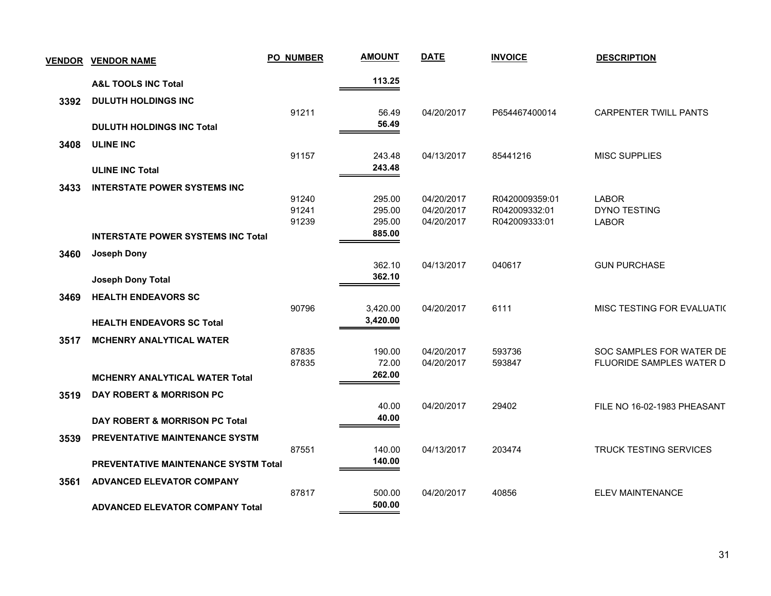| VENDOR | VENDOR NAME | PO NUMBER | AMOUNT | DATE | INVOICE | DESCRIPTION |
|---|---|---|---|---|---|---|
| | **A&L TOOLS INC Total** | | **113.25** | | | |
| **3392** | **DULUTH HOLDINGS INC** | | | | | |
| | | 91211 | 56.49 | 04/20/2017 | P654467400014 | CARPENTER TWILL PANTS |
| | **DULUTH HOLDINGS INC Total** | | **56.49** | | | |
| **3408** | **ULINE INC** | | | | | |
| | | 91157 | 243.48 | 04/13/2017 | 85441216 | MISC SUPPLIES |
| | **ULINE INC Total** | | **243.48** | | | |
| **3433** | **INTERSTATE POWER SYSTEMS INC** | | | | | |
| | | 91240 | 295.00 | 04/20/2017 | R0420009359:01 | LABOR |
| | | 91241 | 295.00 | 04/20/2017 | R042009332:01 | DYNO TESTING |
| | | 91239 | 295.00 | 04/20/2017 | R042009333:01 | LABOR |
| | **INTERSTATE POWER SYSTEMS INC Total** | | **885.00** | | | |
| **3460** | **Joseph Dony** | | | | | |
| | | | 362.10 | 04/13/2017 | 040617 | GUN PURCHASE |
| | **Joseph Dony Total** | | **362.10** | | | |
| **3469** | **HEALTH ENDEAVORS SC** | | | | | |
| | | 90796 | 3,420.00 | 04/20/2017 | 6111 | MISC TESTING FOR EVALUATIC |
| | **HEALTH ENDEAVORS SC Total** | | **3,420.00** | | | |
| **3517** | **MCHENRY ANALYTICAL WATER** | | | | | |
| | | 87835 | 190.00 | 04/20/2017 | 593736 | SOC SAMPLES FOR WATER DE |
| | | 87835 | 72.00 | 04/20/2017 | 593847 | FLUORIDE SAMPLES WATER D |
| | **MCHENRY ANALYTICAL WATER Total** | | **262.00** | | | |
| **3519** | **DAY ROBERT & MORRISON PC** | | | | | |
| | | | 40.00 | 04/20/2017 | 29402 | FILE NO 16-02-1983 PHEASANT |
| | **DAY ROBERT & MORRISON PC Total** | | **40.00** | | | |
| **3539** | **PREVENTATIVE MAINTENANCE SYSTM** | | | | | |
| | | 87551 | 140.00 | 04/13/2017 | 203474 | TRUCK TESTING SERVICES |
| | **PREVENTATIVE MAINTENANCE SYSTM Total** | | **140.00** | | | |
| **3561** | **ADVANCED ELEVATOR COMPANY** | | | | | |
| | | 87817 | 500.00 | 04/20/2017 | 40856 | ELEV MAINTENANCE |
| | **ADVANCED ELEVATOR COMPANY Total** | | **500.00** | | | |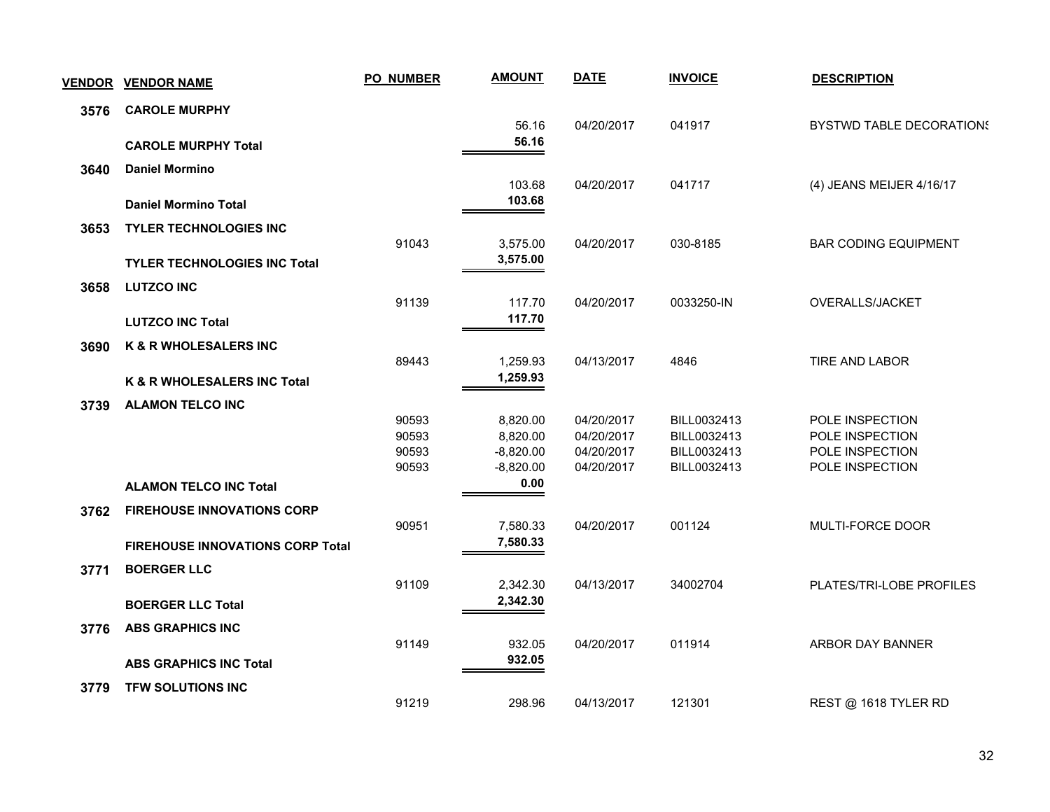| VENDOR | VENDOR NAME | PO NUMBER | AMOUNT | DATE | INVOICE | DESCRIPTION |
|---|---|---|---|---|---|---|
| **3576** | **CAROLE MURPHY** | | | | | |
| | | | 56.16 | 04/20/2017 | 041917 | BYSTWD TABLE DECORATIONS |
| | **CAROLE MURPHY Total** | | **56.16** | | | |
| **3640** | **Daniel Mormino** | | | | | |
| | | | 103.68 | 04/20/2017 | 041717 | (4) JEANS MEIJER 4/16/17 |
| | **Daniel Mormino Total** | | **103.68** | | | |
| **3653** | **TYLER TECHNOLOGIES INC** | | | | | |
| | | 91043 | 3,575.00 | 04/20/2017 | 030-8185 | BAR CODING EQUIPMENT |
| | **TYLER TECHNOLOGIES INC Total** | | **3,575.00** | | | |
| **3658** | **LUTZCO INC** | | | | | |
| | | 91139 | 117.70 | 04/20/2017 | 0033250-IN | OVERALLS/JACKET |
| | **LUTZCO INC Total** | | **117.70** | | | |
| **3690** | **K & R WHOLESALERS INC** | | | | | |
| | | 89443 | 1,259.93 | 04/13/2017 | 4846 | TIRE AND LABOR |
| | **K & R WHOLESALERS INC Total** | | **1,259.93** | | | |
| **3739** | **ALAMON TELCO INC** | | | | | |
| | | 90593 | 8,820.00 | 04/20/2017 | BILL0032413 | POLE INSPECTION |
| | | 90593 | 8,820.00 | 04/20/2017 | BILL0032413 | POLE INSPECTION |
| | | 90593 | -8,820.00 | 04/20/2017 | BILL0032413 | POLE INSPECTION |
| | | 90593 | -8,820.00 | 04/20/2017 | BILL0032413 | POLE INSPECTION |
| | **ALAMON TELCO INC Total** | | **0.00** | | | |
| **3762** | **FIREHOUSE INNOVATIONS CORP** | | | | | |
| | | 90951 | 7,580.33 | 04/20/2017 | 001124 | MULTI-FORCE DOOR |
| | **FIREHOUSE INNOVATIONS CORP Total** | | **7,580.33** | | | |
| **3771** | **BOERGER LLC** | | | | | |
| | | 91109 | 2,342.30 | 04/13/2017 | 34002704 | PLATES/TRI-LOBE PROFILES |
| | **BOERGER LLC Total** | | **2,342.30** | | | |
| **3776** | **ABS GRAPHICS INC** | | | | | |
| | | 91149 | 932.05 | 04/20/2017 | 011914 | ARBOR DAY BANNER |
| | **ABS GRAPHICS INC Total** | | **932.05** | | | |
| **3779** | **TFW SOLUTIONS INC** | | | | | |
| | | 91219 | 298.96 | 04/13/2017 | 121301 | REST @ 1618 TYLER RD |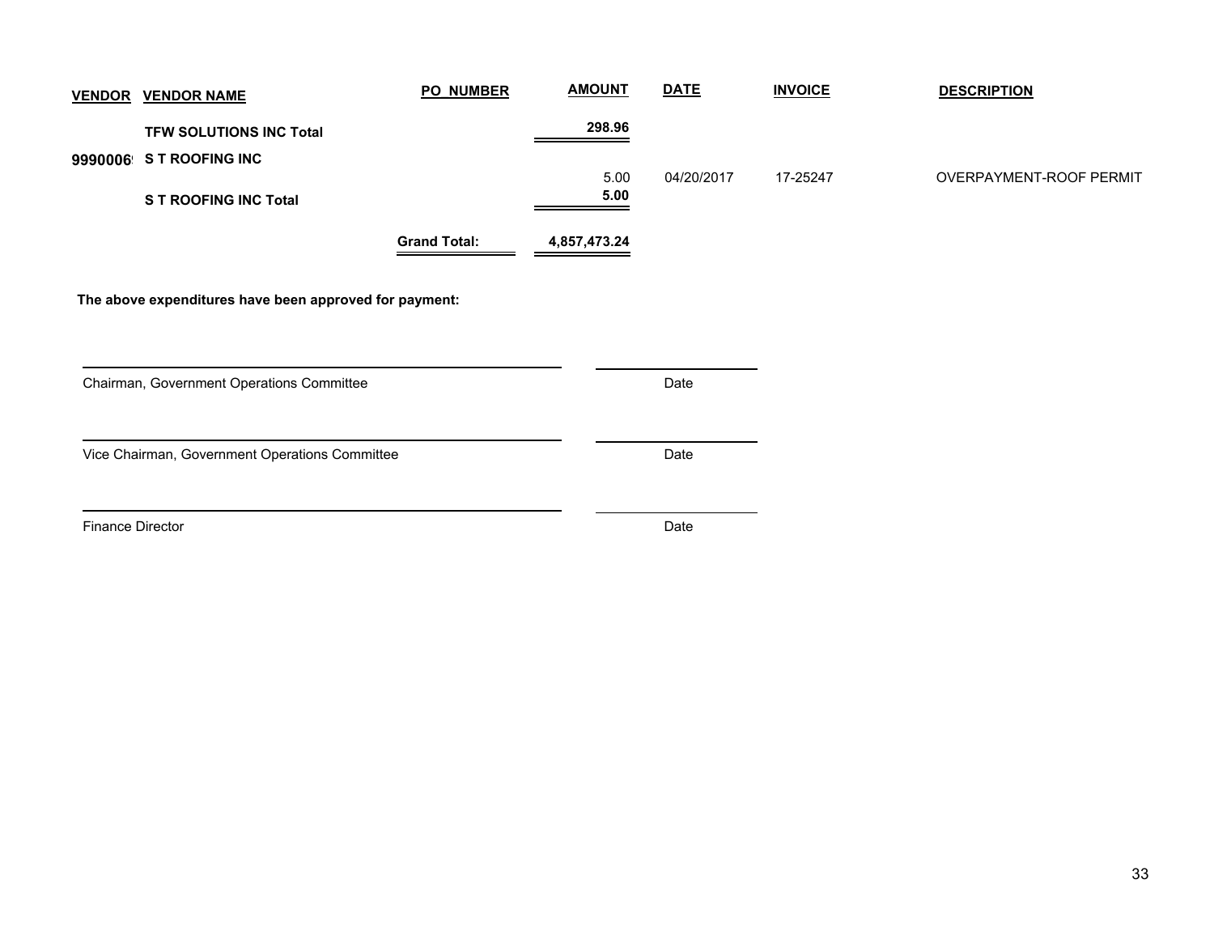| VENDOR | VENDOR NAME | PO NUMBER | AMOUNT | DATE | INVOICE | DESCRIPTION |
|---|---|---|---|---|---|---|
| | **TFW SOLUTIONS INC Total** | | **298.96** | | | |
| **9990006** | **S T ROOFING INC** | | | | | |
| | | | 5.00 | 04/20/2017 | 17-25247 | OVERPAYMENT-ROOF PERMIT |
| | **S T ROOFING INC Total** | | **5.00** | | | |
| | | **Grand Total:** | **4,857,473.24** | | | |

**The above expenditures have been approved for payment:**

Chairman, Government Operations Committee ______________________ Date ______________

Vice Chairman, Government Operations Committee ______________________ Date ______________

Finance Director ______________________ Date ______________